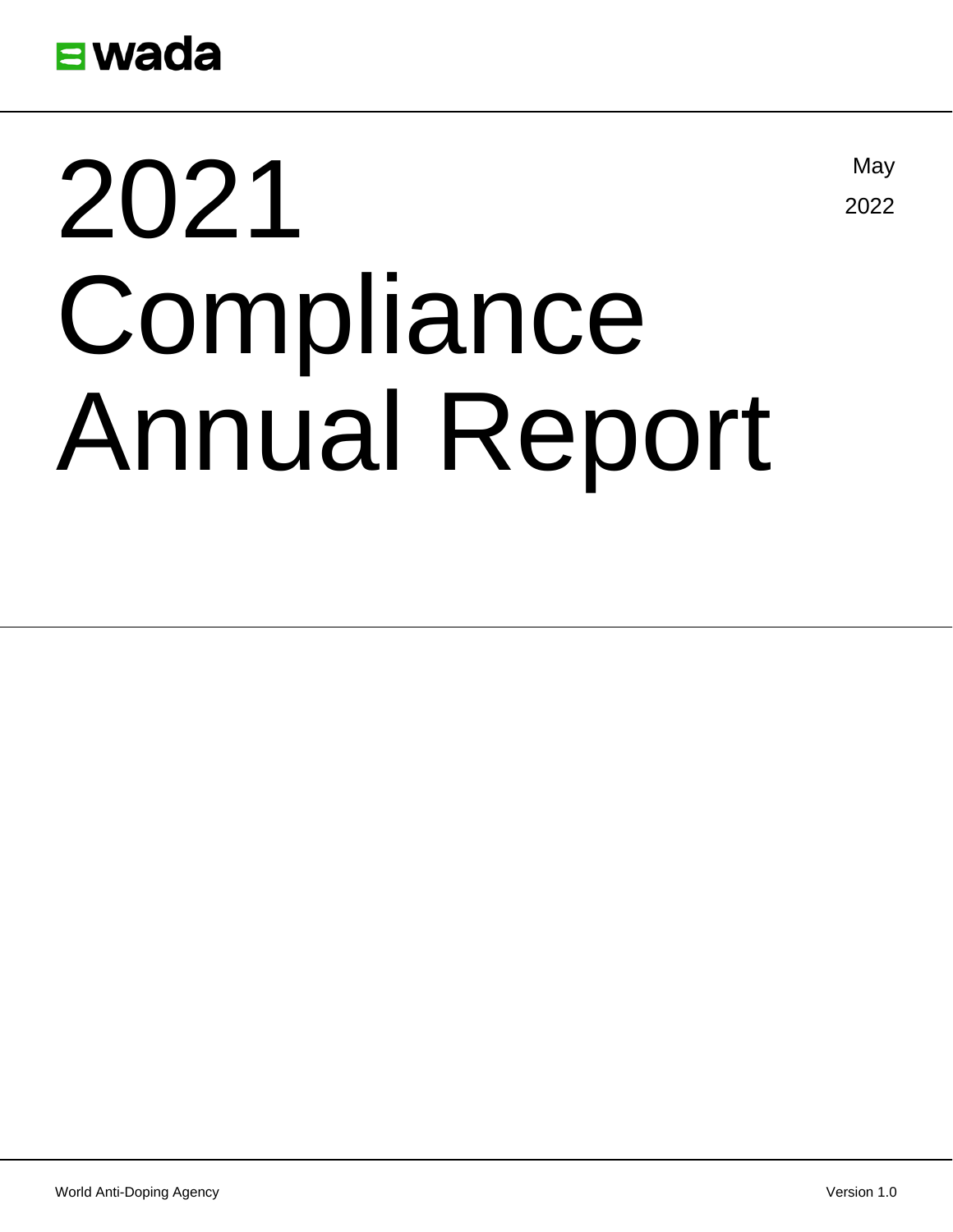wada

# 2021 Compliance Annual Report

May 2022

World Anti-Doping Agency

Version 1.0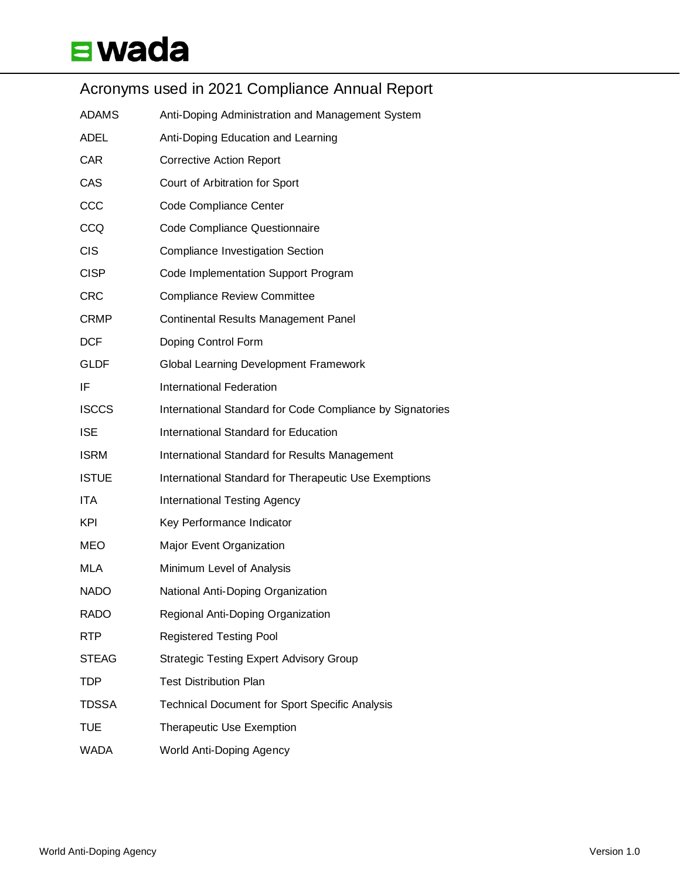# Acronyms used in 2021 Compliance Annual Report

| | |
|---|---|
| ADAMS | Anti-Doping Administration and Management System |
| ADEL | Anti-Doping Education and Learning |
| CAR | Corrective Action Report |
| CAS | Court of Arbitration for Sport |
| CCC | Code Compliance Center |
| CCQ | Code Compliance Questionnaire |
| CIS | Compliance Investigation Section |
| CISP | Code Implementation Support Program |
| CRC | Compliance Review Committee |
| CRMP | Continental Results Management Panel |
| DCF | Doping Control Form |
| GLDF | Global Learning Development Framework |
| IF | International Federation |
| ISCCS | International Standard for Code Compliance by Signatories |
| ISE | International Standard for Education |
| ISRM | International Standard for Results Management |
| ISTUE | International Standard for Therapeutic Use Exemptions |
| ITA | International Testing Agency |
| KPI | Key Performance Indicator |
| MEO | Major Event Organization |
| MLA | Minimum Level of Analysis |
| NADO | National Anti-Doping Organization |
| RADO | Regional Anti-Doping Organization |
| RTP | Registered Testing Pool |
| STEAG | Strategic Testing Expert Advisory Group |
| TDP | Test Distribution Plan |
| TDSSA | Technical Document for Sport Specific Analysis |
| TUE | Therapeutic Use Exemption |
| WADA | World Anti-Doping Agency |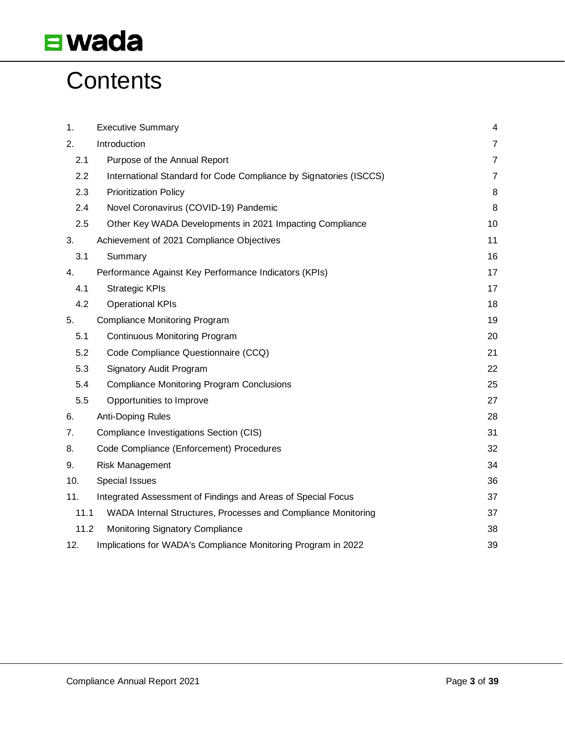# Contents

| | | |
|---|---|---|
| 1. | Executive Summary | 4 |
| 2. | Introduction | 7 |
| 2.1 | Purpose of the Annual Report | 7 |
| 2.2 | International Standard for Code Compliance by Signatories (ISCCS) | 7 |
| 2.3 | Prioritization Policy | 8 |
| 2.4 | Novel Coronavirus (COVID-19) Pandemic | 8 |
| 2.5 | Other Key WADA Developments in 2021 Impacting Compliance | 10 |
| 3. | Achievement of 2021 Compliance Objectives | 11 |
| 3.1 | Summary | 16 |
| 4. | Performance Against Key Performance Indicators (KPIs) | 17 |
| 4.1 | Strategic KPIs | 17 |
| 4.2 | Operational KPIs | 18 |
| 5. | Compliance Monitoring Program | 19 |
| 5.1 | Continuous Monitoring Program | 20 |
| 5.2 | Code Compliance Questionnaire (CCQ) | 21 |
| 5.3 | Signatory Audit Program | 22 |
| 5.4 | Compliance Monitoring Program Conclusions | 25 |
| 5.5 | Opportunities to Improve | 27 |
| 6. | Anti-Doping Rules | 28 |
| 7. | Compliance Investigations Section (CIS) | 31 |
| 8. | Code Compliance (Enforcement) Procedures | 32 |
| 9. | Risk Management | 34 |
| 10. | Special Issues | 36 |
| 11. | Integrated Assessment of Findings and Areas of Special Focus | 37 |
| 11.1 | WADA Internal Structures, Processes and Compliance Monitoring | 37 |
| 11.2 | Monitoring Signatory Compliance | 38 |
| 12. | Implications for WADA's Compliance Monitoring Program in 2022 | 39 |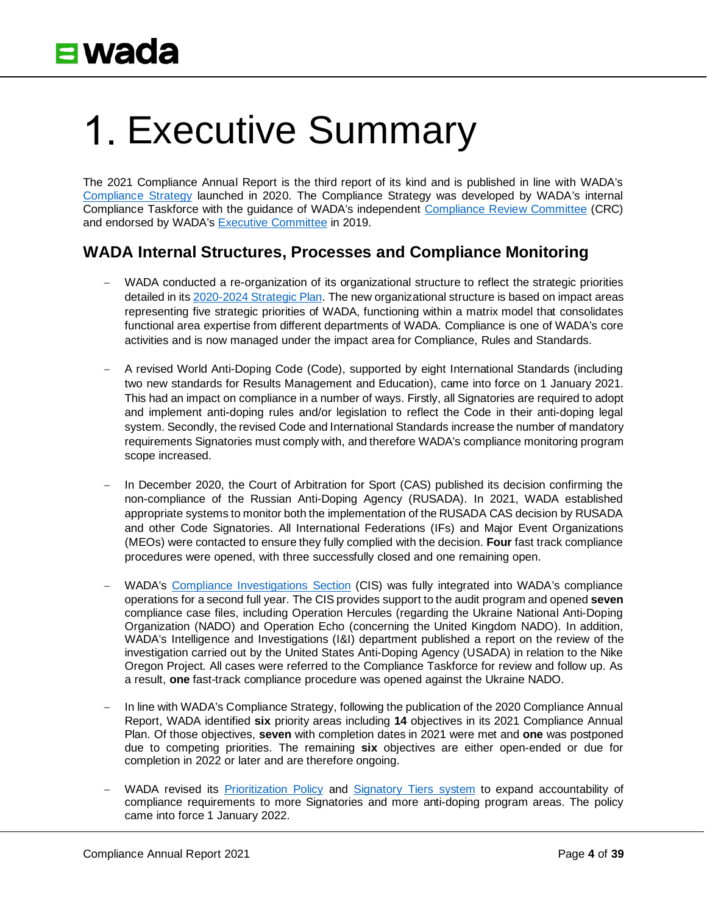# 1. Executive Summary

The 2021 Compliance Annual Report is the third report of its kind and is published in line with WADA's Compliance Strategy launched in 2020. The Compliance Strategy was developed by WADA's internal Compliance Taskforce with the guidance of WADA's independent Compliance Review Committee (CRC) and endorsed by WADA's Executive Committee in 2019.

## WADA Internal Structures, Processes and Compliance Monitoring

- WADA conducted a re-organization of its organizational structure to reflect the strategic priorities detailed in its 2020-2024 Strategic Plan. The new organizational structure is based on impact areas representing five strategic priorities of WADA, functioning within a matrix model that consolidates functional area expertise from different departments of WADA. Compliance is one of WADA's core activities and is now managed under the impact area for Compliance, Rules and Standards.

- A revised World Anti-Doping Code (Code), supported by eight International Standards (including two new standards for Results Management and Education), came into force on 1 January 2021. This had an impact on compliance in a number of ways. Firstly, all Signatories are required to adopt and implement anti-doping rules and/or legislation to reflect the Code in their anti-doping legal system. Secondly, the revised Code and International Standards increase the number of mandatory requirements Signatories must comply with, and therefore WADA's compliance monitoring program scope increased.

- In December 2020, the Court of Arbitration for Sport (CAS) published its decision confirming the non-compliance of the Russian Anti-Doping Agency (RUSADA). In 2021, WADA established appropriate systems to monitor both the implementation of the RUSADA CAS decision by RUSADA and other Code Signatories. All International Federations (IFs) and Major Event Organizations (MEOs) were contacted to ensure they fully complied with the decision. **Four** fast track compliance procedures were opened, with three successfully closed and one remaining open.

- WADA's Compliance Investigations Section (CIS) was fully integrated into WADA's compliance operations for a second full year. The CIS provides support to the audit program and opened **seven** compliance case files, including Operation Hercules (regarding the Ukraine National Anti-Doping Organization (NADO) and Operation Echo (concerning the United Kingdom NADO). In addition, WADA's Intelligence and Investigations (I&I) department published a report on the review of the investigation carried out by the United States Anti-Doping Agency (USADA) in relation to the Nike Oregon Project. All cases were referred to the Compliance Taskforce for review and follow up. As a result, **one** fast-track compliance procedure was opened against the Ukraine NADO.

- In line with WADA's Compliance Strategy, following the publication of the 2020 Compliance Annual Report, WADA identified **six** priority areas including **14** objectives in its 2021 Compliance Annual Plan. Of those objectives, **seven** with completion dates in 2021 were met and **one** was postponed due to competing priorities. The remaining **six** objectives are either open-ended or due for completion in 2022 or later and are therefore ongoing.

- WADA revised its Prioritization Policy and Signatory Tiers system to expand accountability of compliance requirements to more Signatories and more anti-doping program areas. The policy came into force 1 January 2022.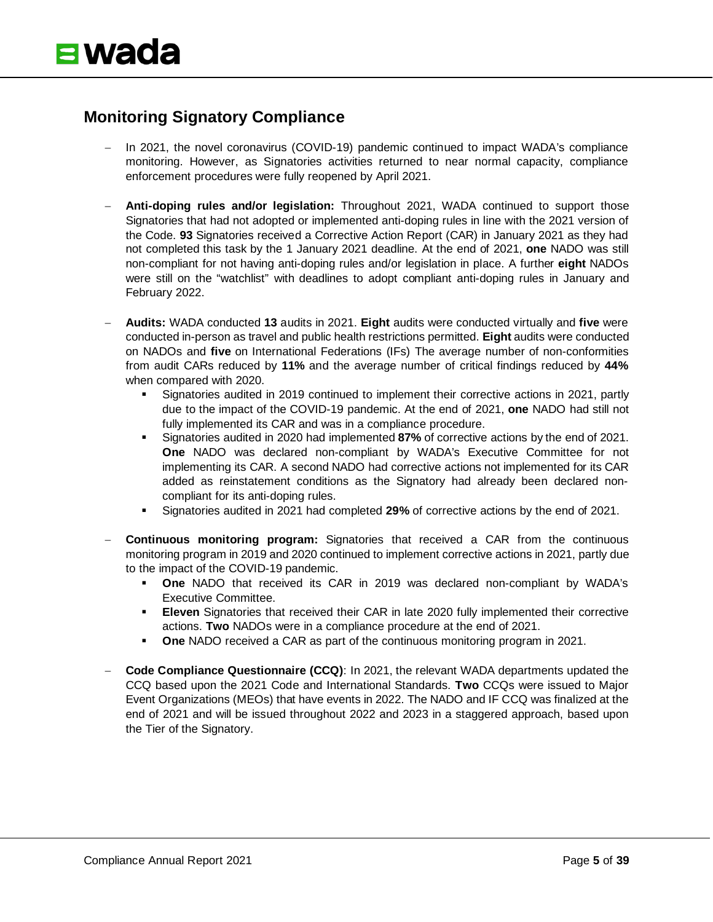## Monitoring Signatory Compliance

- In 2021, the novel coronavirus (COVID-19) pandemic continued to impact WADA's compliance monitoring. However, as Signatories activities returned to near normal capacity, compliance enforcement procedures were fully reopened by April 2021.

- **Anti-doping rules and/or legislation:** Throughout 2021, WADA continued to support those Signatories that had not adopted or implemented anti-doping rules in line with the 2021 version of the Code. **93** Signatories received a Corrective Action Report (CAR) in January 2021 as they had not completed this task by the 1 January 2021 deadline. At the end of 2021, **one** NADO was still non-compliant for not having anti-doping rules and/or legislation in place. A further **eight** NADOs were still on the "watchlist" with deadlines to adopt compliant anti-doping rules in January and February 2022.

- **Audits:** WADA conducted **13** audits in 2021. **Eight** audits were conducted virtually and **five** were conducted in-person as travel and public health restrictions permitted. **Eight** audits were conducted on NADOs and **five** on International Federations (IFs) The average number of non-conformities from audit CARs reduced by **11%** and the average number of critical findings reduced by **44%** when compared with 2020.
  - Signatories audited in 2019 continued to implement their corrective actions in 2021, partly due to the impact of the COVID-19 pandemic. At the end of 2021, **one** NADO had still not fully implemented its CAR and was in a compliance procedure.
  - Signatories audited in 2020 had implemented **87%** of corrective actions by the end of 2021. **One** NADO was declared non-compliant by WADA's Executive Committee for not implementing its CAR. A second NADO had corrective actions not implemented for its CAR added as reinstatement conditions as the Signatory had already been declared non-compliant for its anti-doping rules.
  - Signatories audited in 2021 had completed **29%** of corrective actions by the end of 2021.

- **Continuous monitoring program:** Signatories that received a CAR from the continuous monitoring program in 2019 and 2020 continued to implement corrective actions in 2021, partly due to the impact of the COVID-19 pandemic.
  - **One** NADO that received its CAR in 2019 was declared non-compliant by WADA's Executive Committee.
  - **Eleven** Signatories that received their CAR in late 2020 fully implemented their corrective actions. **Two** NADOs were in a compliance procedure at the end of 2021.
  - **One** NADO received a CAR as part of the continuous monitoring program in 2021.

- **Code Compliance Questionnaire (CCQ)**: In 2021, the relevant WADA departments updated the CCQ based upon the 2021 Code and International Standards. **Two** CCQs were issued to Major Event Organizations (MEOs) that have events in 2022. The NADO and IF CCQ was finalized at the end of 2021 and will be issued throughout 2022 and 2023 in a staggered approach, based upon the Tier of the Signatory.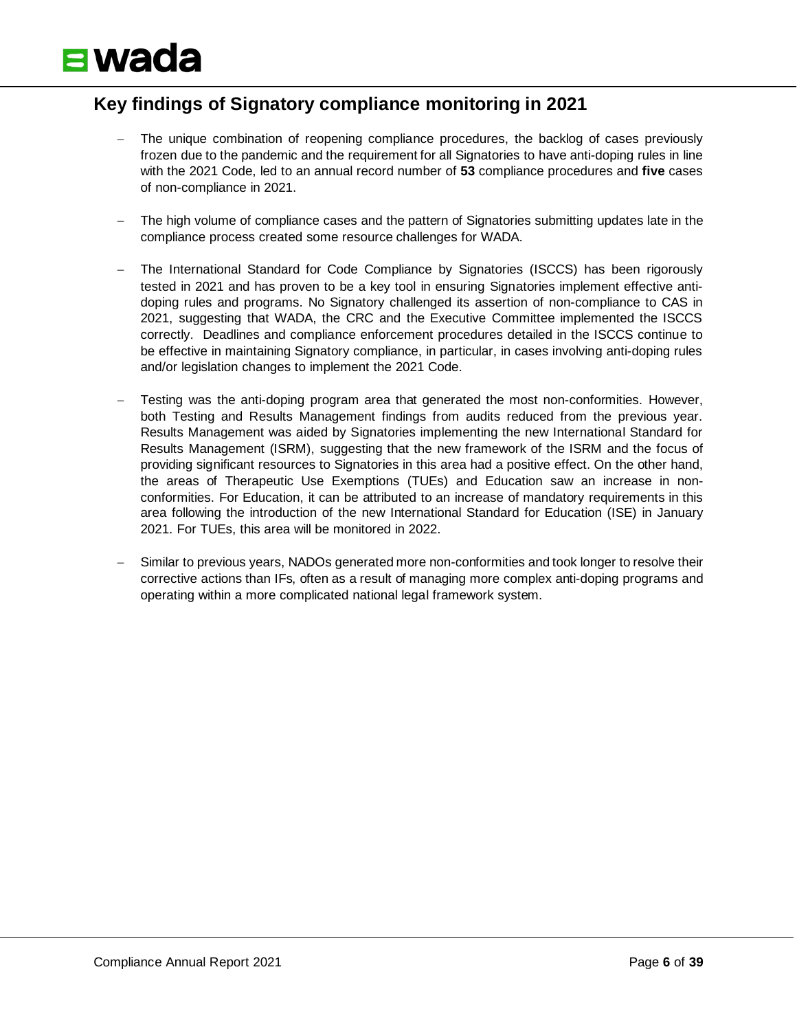## Key findings of Signatory compliance monitoring in 2021

- The unique combination of reopening compliance procedures, the backlog of cases previously frozen due to the pandemic and the requirement for all Signatories to have anti-doping rules in line with the 2021 Code, led to an annual record number of **53** compliance procedures and **five** cases of non-compliance in 2021.

- The high volume of compliance cases and the pattern of Signatories submitting updates late in the compliance process created some resource challenges for WADA.

- The International Standard for Code Compliance by Signatories (ISCCS) has been rigorously tested in 2021 and has proven to be a key tool in ensuring Signatories implement effective anti-doping rules and programs. No Signatory challenged its assertion of non-compliance to CAS in 2021, suggesting that WADA, the CRC and the Executive Committee implemented the ISCCS correctly. Deadlines and compliance enforcement procedures detailed in the ISCCS continue to be effective in maintaining Signatory compliance, in particular, in cases involving anti-doping rules and/or legislation changes to implement the 2021 Code.

- Testing was the anti-doping program area that generated the most non-conformities. However, both Testing and Results Management findings from audits reduced from the previous year. Results Management was aided by Signatories implementing the new International Standard for Results Management (ISRM), suggesting that the new framework of the ISRM and the focus of providing significant resources to Signatories in this area had a positive effect. On the other hand, the areas of Therapeutic Use Exemptions (TUEs) and Education saw an increase in non-conformities. For Education, it can be attributed to an increase of mandatory requirements in this area following the introduction of the new International Standard for Education (ISE) in January 2021. For TUEs, this area will be monitored in 2022.

- Similar to previous years, NADOs generated more non-conformities and took longer to resolve their corrective actions than IFs, often as a result of managing more complex anti-doping programs and operating within a more complicated national legal framework system.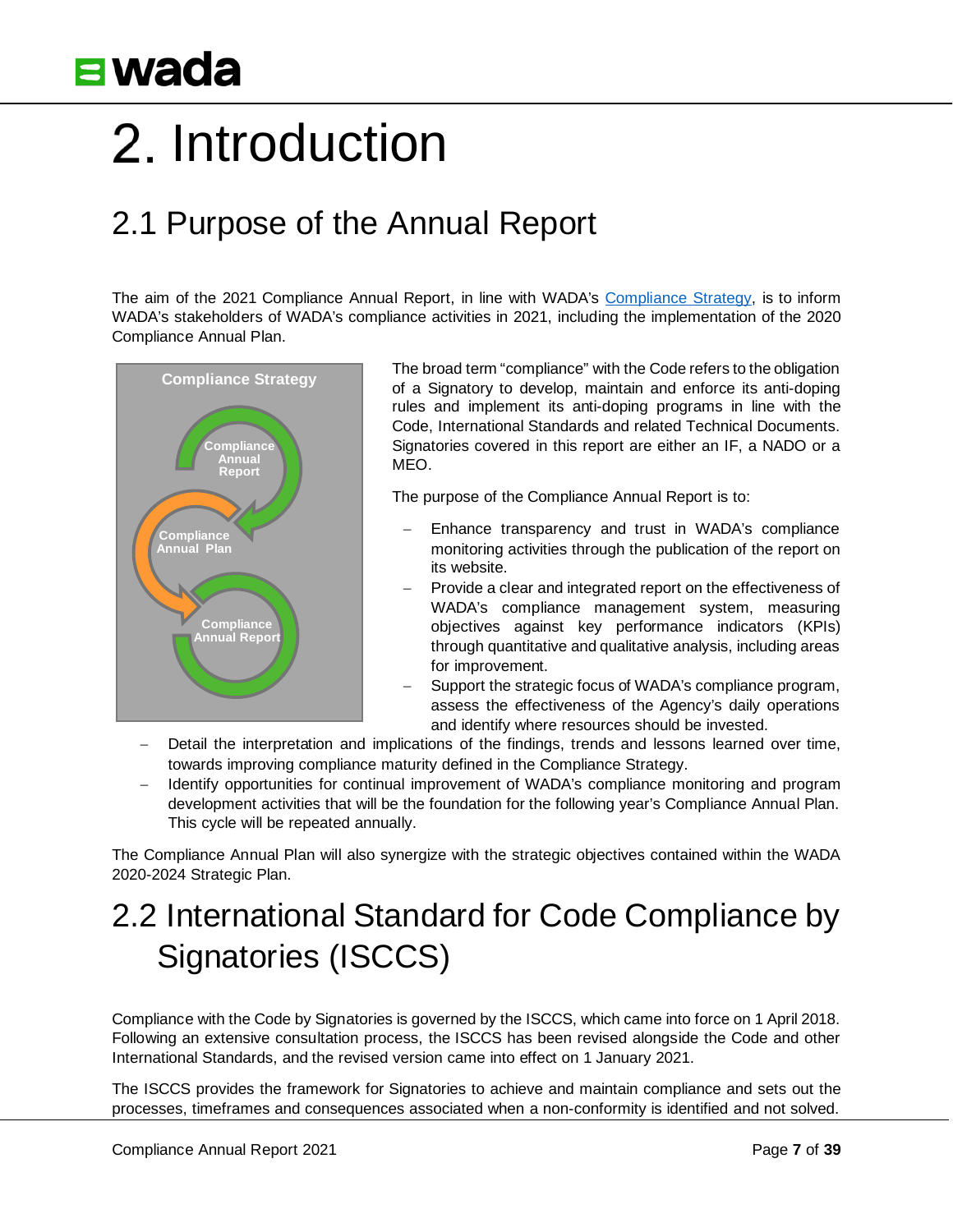# 2. Introduction

## 2.1 Purpose of the Annual Report

The aim of the 2021 Compliance Annual Report, in line with WADA's Compliance Strategy, is to inform WADA's stakeholders of WADA's compliance activities in 2021, including the implementation of the 2020 Compliance Annual Plan.

The broad term "compliance" with the Code refers to the obligation of a Signatory to develop, maintain and enforce its anti-doping rules and implement its anti-doping programs in line with the Code, International Standards and related Technical Documents. Signatories covered in this report are either an IF, a NADO or a MEO.

The purpose of the Compliance Annual Report is to:

- Enhance transparency and trust in WADA's compliance monitoring activities through the publication of the report on its website.
- Provide a clear and integrated report on the effectiveness of WADA's compliance management system, measuring objectives against key performance indicators (KPIs) through quantitative and qualitative analysis, including areas for improvement.
- Support the strategic focus of WADA's compliance program, assess the effectiveness of the Agency's daily operations and identify where resources should be invested.
- Detail the interpretation and implications of the findings, trends and lessons learned over time, towards improving compliance maturity defined in the Compliance Strategy.
- Identify opportunities for continual improvement of WADA's compliance monitoring and program development activities that will be the foundation for the following year's Compliance Annual Plan. This cycle will be repeated annually.

The Compliance Annual Plan will also synergize with the strategic objectives contained within the WADA 2020-2024 Strategic Plan.

## 2.2 International Standard for Code Compliance by Signatories (ISCCS)

Compliance with the Code by Signatories is governed by the ISCCS, which came into force on 1 April 2018. Following an extensive consultation process, the ISCCS has been revised alongside the Code and other International Standards, and the revised version came into effect on 1 January 2021.

The ISCCS provides the framework for Signatories to achieve and maintain compliance and sets out the processes, timeframes and consequences associated when a non-conformity is identified and not solved.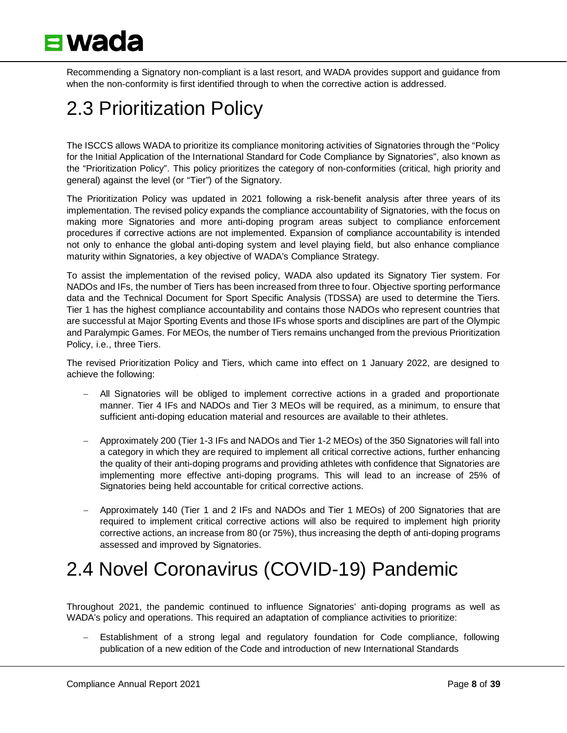Recommending a Signatory non-compliant is a last resort, and WADA provides support and guidance from when the non-conformity is first identified through to when the corrective action is addressed.

## 2.3 Prioritization Policy

The ISCCS allows WADA to prioritize its compliance monitoring activities of Signatories through the "Policy for the Initial Application of the International Standard for Code Compliance by Signatories", also known as the "Prioritization Policy". This policy prioritizes the category of non-conformities (critical, high priority and general) against the level (or "Tier") of the Signatory.

The Prioritization Policy was updated in 2021 following a risk-benefit analysis after three years of its implementation. The revised policy expands the compliance accountability of Signatories, with the focus on making more Signatories and more anti-doping program areas subject to compliance enforcement procedures if corrective actions are not implemented. Expansion of compliance accountability is intended not only to enhance the global anti-doping system and level playing field, but also enhance compliance maturity within Signatories, a key objective of WADA's Compliance Strategy.

To assist the implementation of the revised policy, WADA also updated its Signatory Tier system. For NADOs and IFs, the number of Tiers has been increased from three to four. Objective sporting performance data and the Technical Document for Sport Specific Analysis (TDSSA) are used to determine the Tiers. Tier 1 has the highest compliance accountability and contains those NADOs who represent countries that are successful at Major Sporting Events and those IFs whose sports and disciplines are part of the Olympic and Paralympic Games. For MEOs, the number of Tiers remains unchanged from the previous Prioritization Policy, i.e., three Tiers.

The revised Prioritization Policy and Tiers, which came into effect on 1 January 2022, are designed to achieve the following:

- All Signatories will be obliged to implement corrective actions in a graded and proportionate manner. Tier 4 IFs and NADOs and Tier 3 MEOs will be required, as a minimum, to ensure that sufficient anti-doping education material and resources are available to their athletes.
- Approximately 200 (Tier 1-3 IFs and NADOs and Tier 1-2 MEOs) of the 350 Signatories will fall into a category in which they are required to implement all critical corrective actions, further enhancing the quality of their anti-doping programs and providing athletes with confidence that Signatories are implementing more effective anti-doping programs. This will lead to an increase of 25% of Signatories being held accountable for critical corrective actions.
- Approximately 140 (Tier 1 and 2 IFs and NADOs and Tier 1 MEOs) of 200 Signatories that are required to implement critical corrective actions will also be required to implement high priority corrective actions, an increase from 80 (or 75%), thus increasing the depth of anti-doping programs assessed and improved by Signatories.

## 2.4 Novel Coronavirus (COVID-19) Pandemic

Throughout 2021, the pandemic continued to influence Signatories' anti-doping programs as well as WADA's policy and operations. This required an adaptation of compliance activities to prioritize:

- Establishment of a strong legal and regulatory foundation for Code compliance, following publication of a new edition of the Code and introduction of new International Standards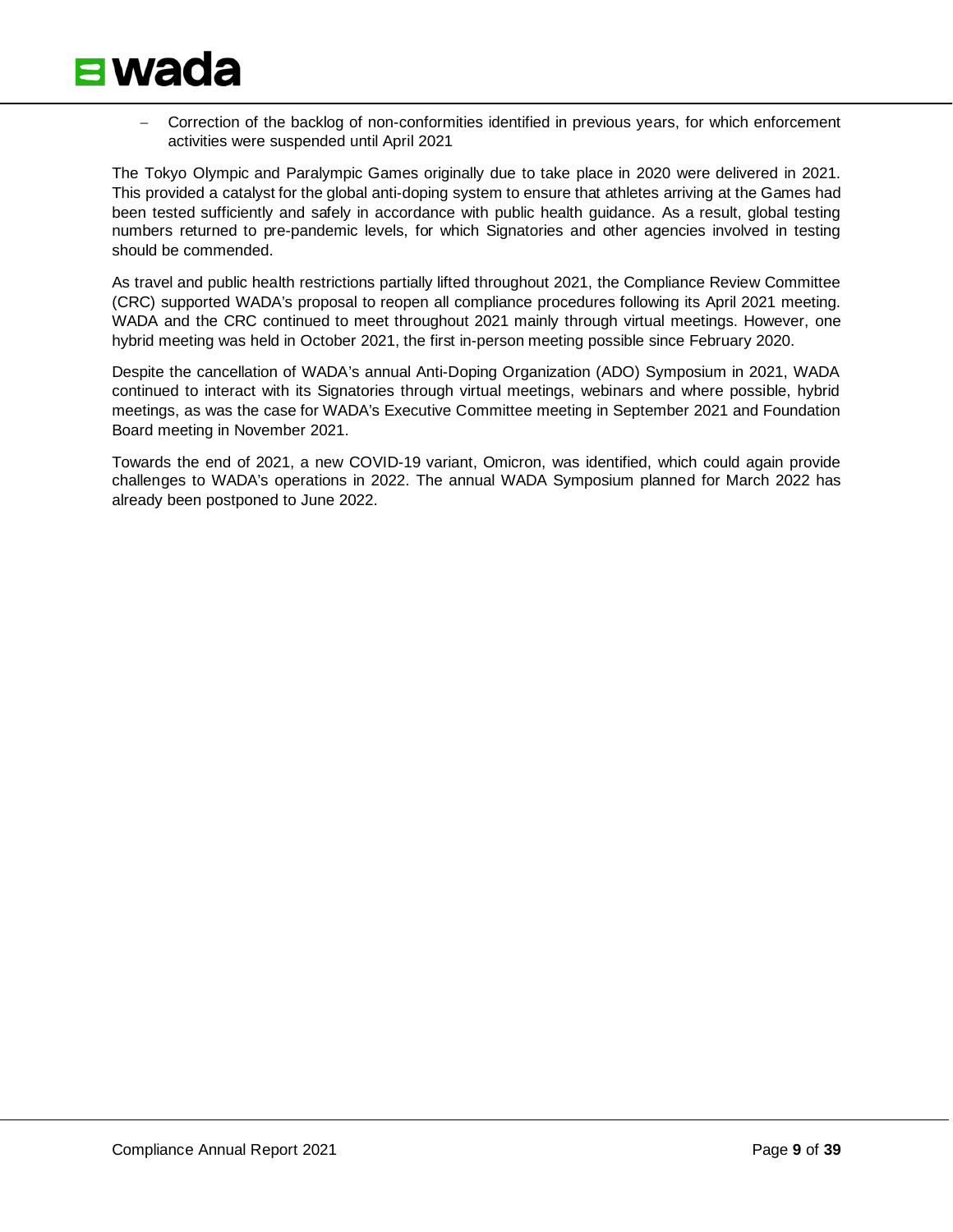- Correction of the backlog of non-conformities identified in previous years, for which enforcement activities were suspended until April 2021

The Tokyo Olympic and Paralympic Games originally due to take place in 2020 were delivered in 2021. This provided a catalyst for the global anti-doping system to ensure that athletes arriving at the Games had been tested sufficiently and safely in accordance with public health guidance. As a result, global testing numbers returned to pre-pandemic levels, for which Signatories and other agencies involved in testing should be commended.

As travel and public health restrictions partially lifted throughout 2021, the Compliance Review Committee (CRC) supported WADA's proposal to reopen all compliance procedures following its April 2021 meeting. WADA and the CRC continued to meet throughout 2021 mainly through virtual meetings. However, one hybrid meeting was held in October 2021, the first in-person meeting possible since February 2020.

Despite the cancellation of WADA's annual Anti-Doping Organization (ADO) Symposium in 2021, WADA continued to interact with its Signatories through virtual meetings, webinars and where possible, hybrid meetings, as was the case for WADA's Executive Committee meeting in September 2021 and Foundation Board meeting in November 2021.

Towards the end of 2021, a new COVID-19 variant, Omicron, was identified, which could again provide challenges to WADA's operations in 2022. The annual WADA Symposium planned for March 2022 has already been postponed to June 2022.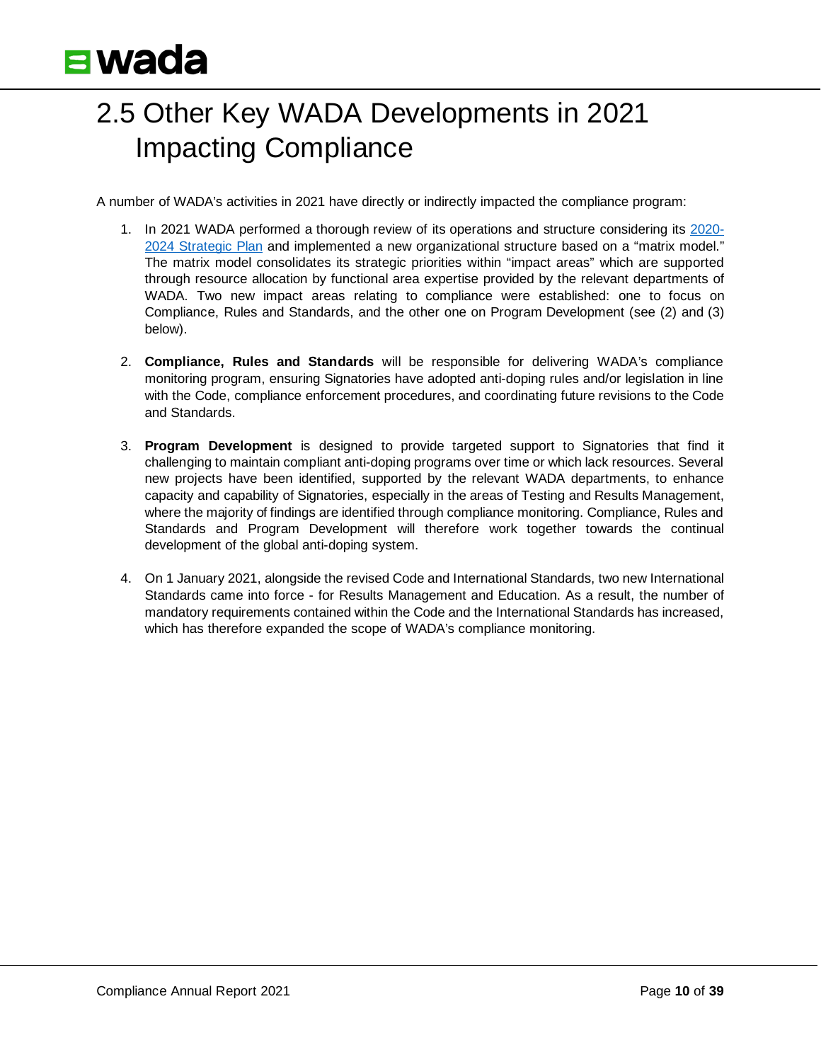## 2.5 Other Key WADA Developments in 2021 Impacting Compliance

A number of WADA's activities in 2021 have directly or indirectly impacted the compliance program:

1. In 2021 WADA performed a thorough review of its operations and structure considering its [2020-2024 Strategic Plan]() and implemented a new organizational structure based on a "matrix model." The matrix model consolidates its strategic priorities within "impact areas" which are supported through resource allocation by functional area expertise provided by the relevant departments of WADA. Two new impact areas relating to compliance were established: one to focus on Compliance, Rules and Standards, and the other one on Program Development (see (2) and (3) below).

2. **Compliance, Rules and Standards** will be responsible for delivering WADA's compliance monitoring program, ensuring Signatories have adopted anti-doping rules and/or legislation in line with the Code, compliance enforcement procedures, and coordinating future revisions to the Code and Standards.

3. **Program Development** is designed to provide targeted support to Signatories that find it challenging to maintain compliant anti-doping programs over time or which lack resources. Several new projects have been identified, supported by the relevant WADA departments, to enhance capacity and capability of Signatories, especially in the areas of Testing and Results Management, where the majority of findings are identified through compliance monitoring. Compliance, Rules and Standards and Program Development will therefore work together towards the continual development of the global anti-doping system.

4. On 1 January 2021, alongside the revised Code and International Standards, two new International Standards came into force - for Results Management and Education. As a result, the number of mandatory requirements contained within the Code and the International Standards has increased, which has therefore expanded the scope of WADA's compliance monitoring.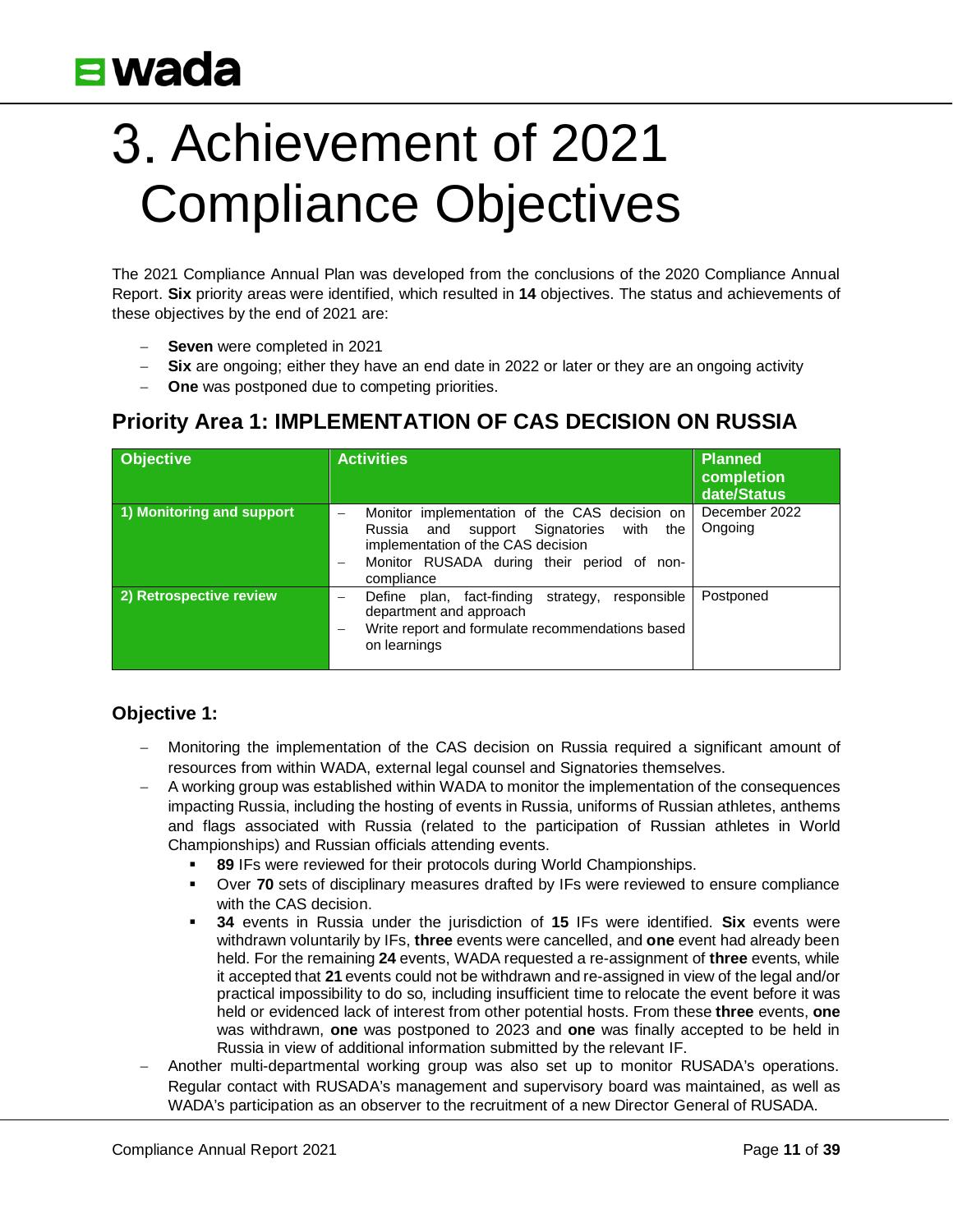# 3. Achievement of 2021 Compliance Objectives

The 2021 Compliance Annual Plan was developed from the conclusions of the 2020 Compliance Annual Report. **Six** priority areas were identified, which resulted in **14** objectives. The status and achievements of these objectives by the end of 2021 are:

- **Seven** were completed in 2021
- **Six** are ongoing; either they have an end date in 2022 or later or they are an ongoing activity
- **One** was postponed due to competing priorities.

## Priority Area 1: IMPLEMENTATION OF CAS DECISION ON RUSSIA

| Objective | Activities | Planned completion date/Status |
|---|---|---|
| **1) Monitoring and support** | – Monitor implementation of the CAS decision on Russia and support Signatories with the implementation of the CAS decision<br>– Monitor RUSADA during their period of non-compliance | December 2022<br>Ongoing |
| **2) Retrospective review** | – Define plan, fact-finding strategy, responsible department and approach<br>– Write report and formulate recommendations based on learnings | Postponed |

### Objective 1:

- Monitoring the implementation of the CAS decision on Russia required a significant amount of resources from within WADA, external legal counsel and Signatories themselves.
- A working group was established within WADA to monitor the implementation of the consequences impacting Russia, including the hosting of events in Russia, uniforms of Russian athletes, anthems and flags associated with Russia (related to the participation of Russian athletes in World Championships) and Russian officials attending events.
  - **89** IFs were reviewed for their protocols during World Championships.
  - Over **70** sets of disciplinary measures drafted by IFs were reviewed to ensure compliance with the CAS decision.
  - **34** events in Russia under the jurisdiction of **15** IFs were identified. **Six** events were withdrawn voluntarily by IFs, **three** events were cancelled, and **one** event had already been held. For the remaining **24** events, WADA requested a re-assignment of **three** events, while it accepted that **21** events could not be withdrawn and re-assigned in view of the legal and/or practical impossibility to do so, including insufficient time to relocate the event before it was held or evidenced lack of interest from other potential hosts. From these **three** events, **one** was withdrawn, **one** was postponed to 2023 and **one** was finally accepted to be held in Russia in view of additional information submitted by the relevant IF.
- Another multi-departmental working group was also set up to monitor RUSADA's operations. Regular contact with RUSADA's management and supervisory board was maintained, as well as WADA's participation as an observer to the recruitment of a new Director General of RUSADA.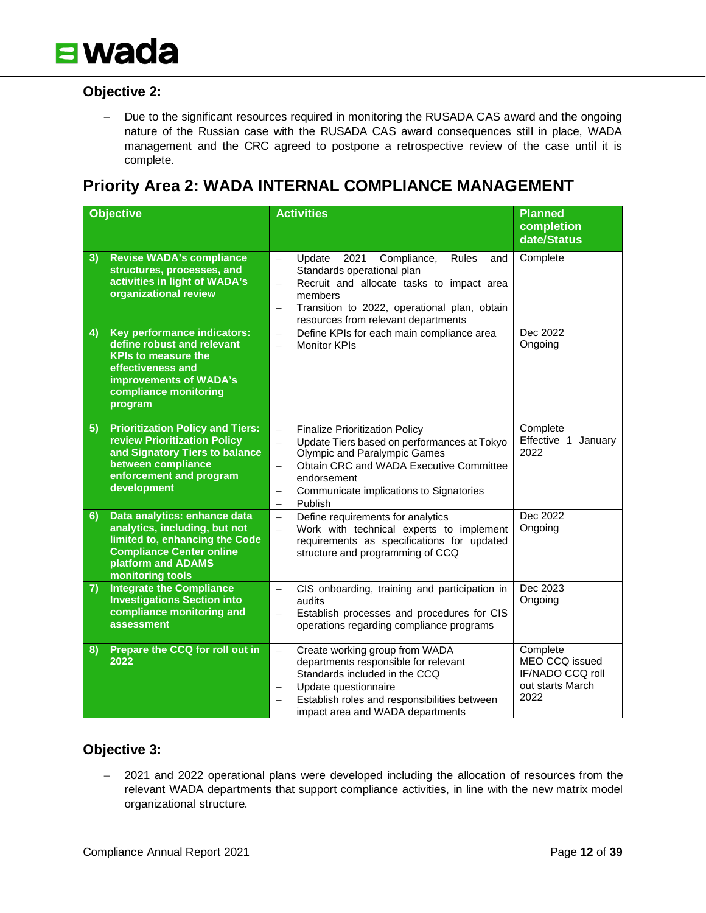### Objective 2:

- Due to the significant resources required in monitoring the RUSADA CAS award and the ongoing nature of the Russian case with the RUSADA CAS award consequences still in place, WADA management and the CRC agreed to postpone a retrospective review of the case until it is complete.

## Priority Area 2: WADA INTERNAL COMPLIANCE MANAGEMENT

| Objective | Activities | Planned completion date/Status |
|---|---|---|
| **3) Revise WADA's compliance structures, processes, and activities in light of WADA's organizational review** | – Update 2021 Compliance, Rules and Standards operational plan<br>– Recruit and allocate tasks to impact area members<br>– Transition to 2022, operational plan, obtain resources from relevant departments | Complete |
| **4) Key performance indicators: define robust and relevant KPIs to measure the effectiveness and improvements of WADA's compliance monitoring program** | – Define KPIs for each main compliance area<br>– Monitor KPIs | Dec 2022<br>Ongoing |
| **5) Prioritization Policy and Tiers: review Prioritization Policy and Signatory Tiers to balance between compliance enforcement and program development** | – Finalize Prioritization Policy<br>– Update Tiers based on performances at Tokyo Olympic and Paralympic Games<br>– Obtain CRC and WADA Executive Committee endorsement<br>– Communicate implications to Signatories<br>– Publish | Complete<br>Effective 1 January 2022 |
| **6) Data analytics: enhance data analytics, including, but not limited to, enhancing the Code Compliance Center online platform and ADAMS monitoring tools** | – Define requirements for analytics<br>– Work with technical experts to implement requirements as specifications for updated structure and programming of CCQ | Dec 2022<br>Ongoing |
| **7) Integrate the Compliance Investigations Section into compliance monitoring and assessment** | – CIS onboarding, training and participation in audits<br>– Establish processes and procedures for CIS operations regarding compliance programs | Dec 2023<br>Ongoing |
| **8) Prepare the CCQ for roll out in 2022** | – Create working group from WADA departments responsible for relevant Standards included in the CCQ<br>– Update questionnaire<br>– Establish roles and responsibilities between impact area and WADA departments | Complete<br>MEO CCQ issued<br>IF/NADO CCQ roll out starts March 2022 |

### Objective 3:

- 2021 and 2022 operational plans were developed including the allocation of resources from the relevant WADA departments that support compliance activities, in line with the new matrix model organizational structure.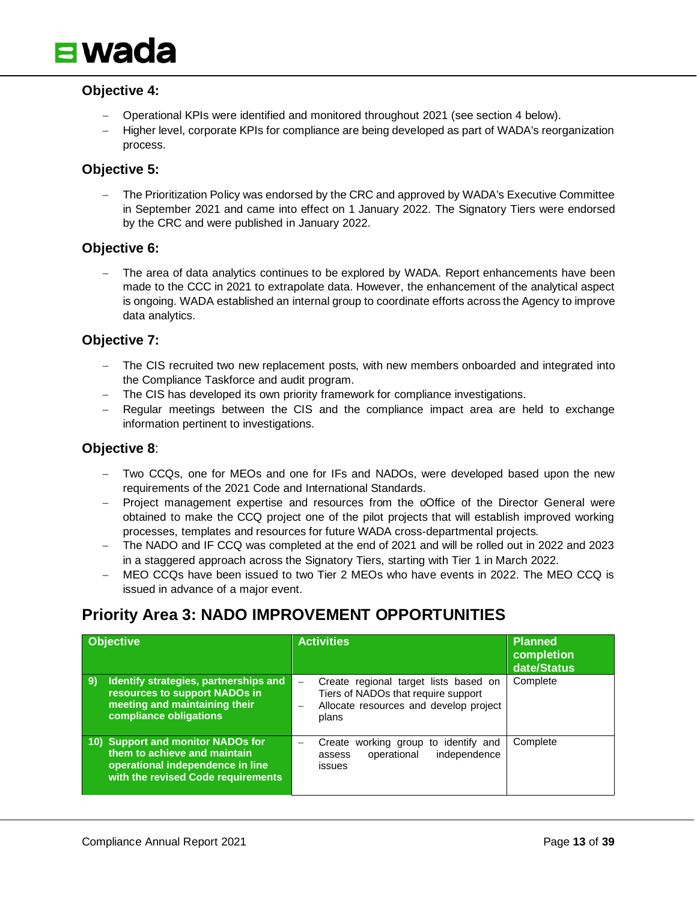### Objective 4:

- Operational KPIs were identified and monitored throughout 2021 (see section 4 below).
- Higher level, corporate KPIs for compliance are being developed as part of WADA's reorganization process.

### Objective 5:

- The Prioritization Policy was endorsed by the CRC and approved by WADA's Executive Committee in September 2021 and came into effect on 1 January 2022. The Signatory Tiers were endorsed by the CRC and were published in January 2022.

### Objective 6:

- The area of data analytics continues to be explored by WADA. Report enhancements have been made to the CCC in 2021 to extrapolate data. However, the enhancement of the analytical aspect is ongoing. WADA established an internal group to coordinate efforts across the Agency to improve data analytics.

### Objective 7:

- The CIS recruited two new replacement posts, with new members onboarded and integrated into the Compliance Taskforce and audit program.
- The CIS has developed its own priority framework for compliance investigations.
- Regular meetings between the CIS and the compliance impact area are held to exchange information pertinent to investigations.

### Objective 8:

- Two CCQs, one for MEOs and one for IFs and NADOs, were developed based upon the new requirements of the 2021 Code and International Standards.
- Project management expertise and resources from the oOffice of the Director General were obtained to make the CCQ project one of the pilot projects that will establish improved working processes, templates and resources for future WADA cross-departmental projects.
- The NADO and IF CCQ was completed at the end of 2021 and will be rolled out in 2022 and 2023 in a staggered approach across the Signatory Tiers, starting with Tier 1 in March 2022.
- MEO CCQs have been issued to two Tier 2 MEOs who have events in 2022. The MEO CCQ is issued in advance of a major event.

## Priority Area 3: NADO IMPROVEMENT OPPORTUNITIES

| Objective | Activities | Planned completion date/Status |
|---|---|---|
| **9) Identify strategies, partnerships and resources to support NADOs in meeting and maintaining their compliance obligations** | – Create regional target lists based on Tiers of NADOs that require support<br>– Allocate resources and develop project plans | Complete |
| **10) Support and monitor NADOs for them to achieve and maintain operational independence in line with the revised Code requirements** | – Create working group to identify and assess operational independence issues | Complete |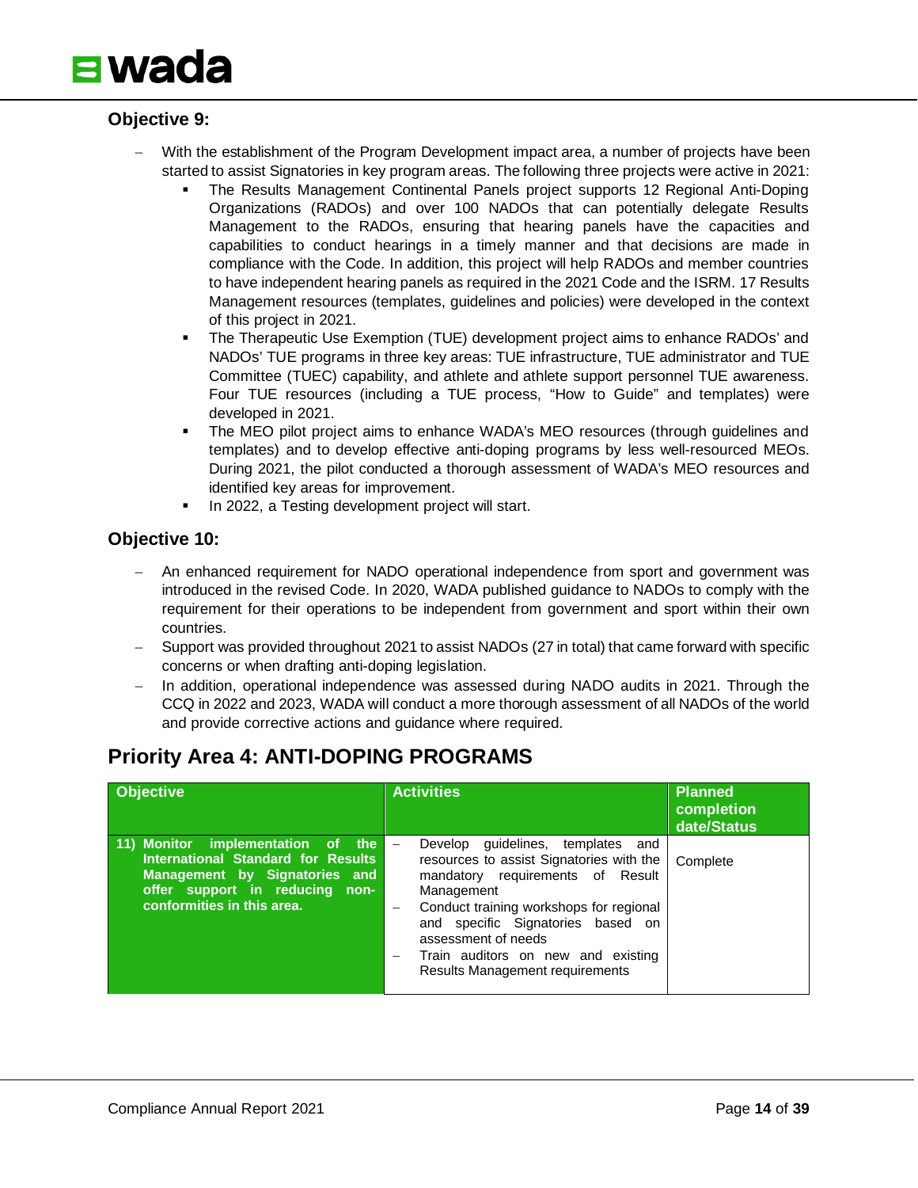### Objective 9:

- With the establishment of the Program Development impact area, a number of projects have been started to assist Signatories in key program areas. The following three projects were active in 2021:
  - The Results Management Continental Panels project supports 12 Regional Anti-Doping Organizations (RADOs) and over 100 NADOs that can potentially delegate Results Management to the RADOs, ensuring that hearing panels have the capacities and capabilities to conduct hearings in a timely manner and that decisions are made in compliance with the Code. In addition, this project will help RADOs and member countries to have independent hearing panels as required in the 2021 Code and the ISRM. 17 Results Management resources (templates, guidelines and policies) were developed in the context of this project in 2021.
  - The Therapeutic Use Exemption (TUE) development project aims to enhance RADOs' and NADOs' TUE programs in three key areas: TUE infrastructure, TUE administrator and TUE Committee (TUEC) capability, and athlete and athlete support personnel TUE awareness. Four TUE resources (including a TUE process, "How to Guide" and templates) were developed in 2021.
  - The MEO pilot project aims to enhance WADA's MEO resources (through guidelines and templates) and to develop effective anti-doping programs by less well-resourced MEOs. During 2021, the pilot conducted a thorough assessment of WADA's MEO resources and identified key areas for improvement.
  - In 2022, a Testing development project will start.

### Objective 10:

- An enhanced requirement for NADO operational independence from sport and government was introduced in the revised Code. In 2020, WADA published guidance to NADOs to comply with the requirement for their operations to be independent from government and sport within their own countries.
- Support was provided throughout 2021 to assist NADOs (27 in total) that came forward with specific concerns or when drafting anti-doping legislation.
- In addition, operational independence was assessed during NADO audits in 2021. Through the CCQ in 2022 and 2023, WADA will conduct a more thorough assessment of all NADOs of the world and provide corrective actions and guidance where required.

## Priority Area 4: ANTI-DOPING PROGRAMS

| Objective | Activities | Planned completion date/Status |
|---|---|---|
| **11) Monitor implementation of the International Standard for Results Management by Signatories and offer support in reducing non-conformities in this area.** | – Develop guidelines, templates and resources to assist Signatories with the mandatory requirements of Result Management<br>– Conduct training workshops for regional and specific Signatories based on assessment of needs<br>– Train auditors on new and existing Results Management requirements | Complete |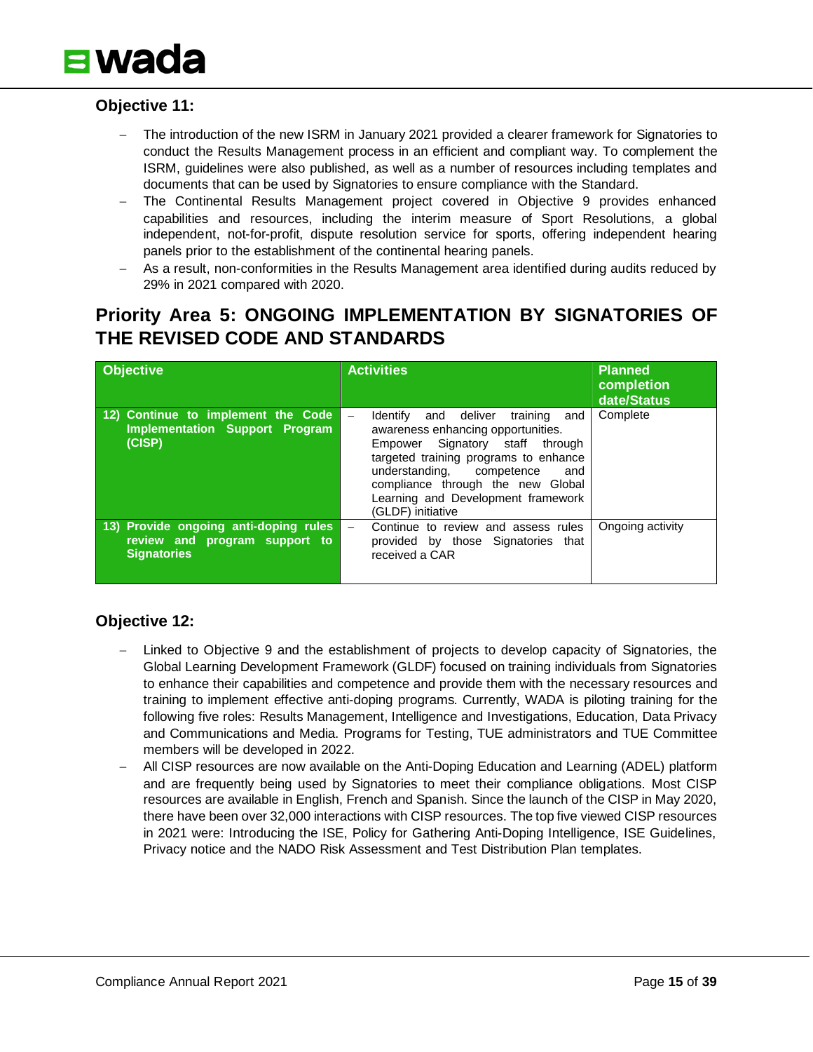### Objective 11:

- The introduction of the new ISRM in January 2021 provided a clearer framework for Signatories to conduct the Results Management process in an efficient and compliant way. To complement the ISRM, guidelines were also published, as well as a number of resources including templates and documents that can be used by Signatories to ensure compliance with the Standard.
- The Continental Results Management project covered in Objective 9 provides enhanced capabilities and resources, including the interim measure of Sport Resolutions, a global independent, not-for-profit, dispute resolution service for sports, offering independent hearing panels prior to the establishment of the continental hearing panels.
- As a result, non-conformities in the Results Management area identified during audits reduced by 29% in 2021 compared with 2020.

## Priority Area 5: ONGOING IMPLEMENTATION BY SIGNATORIES OF THE REVISED CODE AND STANDARDS

| Objective | Activities | Planned completion date/Status |
| --- | --- | --- |
| **12) Continue to implement the Code Implementation Support Program (CISP)** | – Identify and deliver training and awareness enhancing opportunities. Empower Signatory staff through targeted training programs to enhance understanding, competence and compliance through the new Global Learning and Development framework (GLDF) initiative | Complete |
| **13) Provide ongoing anti-doping rules review and program support to Signatories** | – Continue to review and assess rules provided by those Signatories that received a CAR | Ongoing activity |

### Objective 12:

- Linked to Objective 9 and the establishment of projects to develop capacity of Signatories, the Global Learning Development Framework (GLDF) focused on training individuals from Signatories to enhance their capabilities and competence and provide them with the necessary resources and training to implement effective anti-doping programs. Currently, WADA is piloting training for the following five roles: Results Management, Intelligence and Investigations, Education, Data Privacy and Communications and Media. Programs for Testing, TUE administrators and TUE Committee members will be developed in 2022.
- All CISP resources are now available on the Anti-Doping Education and Learning (ADEL) platform and are frequently being used by Signatories to meet their compliance obligations. Most CISP resources are available in English, French and Spanish. Since the launch of the CISP in May 2020, there have been over 32,000 interactions with CISP resources. The top five viewed CISP resources in 2021 were: Introducing the ISE, Policy for Gathering Anti-Doping Intelligence, ISE Guidelines, Privacy notice and the NADO Risk Assessment and Test Distribution Plan templates.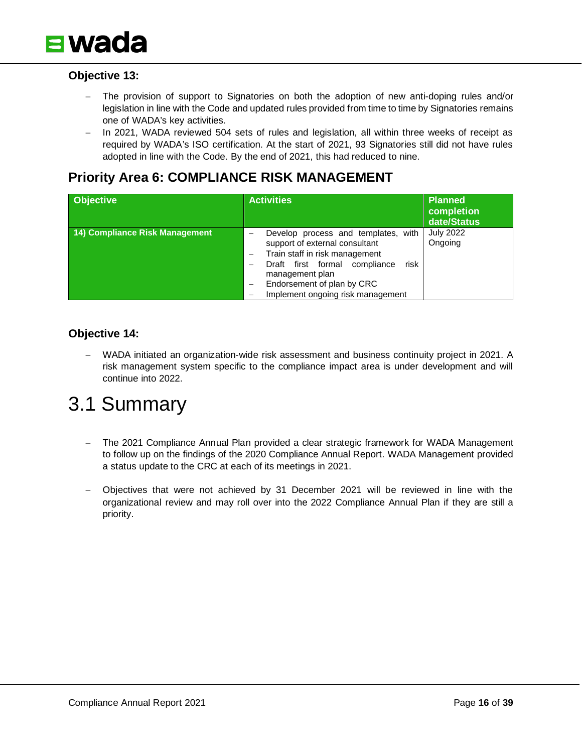### Objective 13:

- The provision of support to Signatories on both the adoption of new anti-doping rules and/or legislation in line with the Code and updated rules provided from time to time by Signatories remains one of WADA's key activities.
- In 2021, WADA reviewed 504 sets of rules and legislation, all within three weeks of receipt as required by WADA's ISO certification. At the start of 2021, 93 Signatories still did not have rules adopted in line with the Code. By the end of 2021, this had reduced to nine.

## Priority Area 6: COMPLIANCE RISK MANAGEMENT

| Objective | Activities | Planned completion date/Status |
|---|---|---|
| 14) Compliance Risk Management | – Develop process and templates, with support of external consultant<br>– Train staff in risk management<br>– Draft first formal compliance risk management plan<br>– Endorsement of plan by CRC<br>– Implement ongoing risk management | July 2022<br>Ongoing |

### Objective 14:

- WADA initiated an organization-wide risk assessment and business continuity project in 2021. A risk management system specific to the compliance impact area is under development and will continue into 2022.

# 3.1 Summary

- The 2021 Compliance Annual Plan provided a clear strategic framework for WADA Management to follow up on the findings of the 2020 Compliance Annual Report. WADA Management provided a status update to the CRC at each of its meetings in 2021.

- Objectives that were not achieved by 31 December 2021 will be reviewed in line with the organizational review and may roll over into the 2022 Compliance Annual Plan if they are still a priority.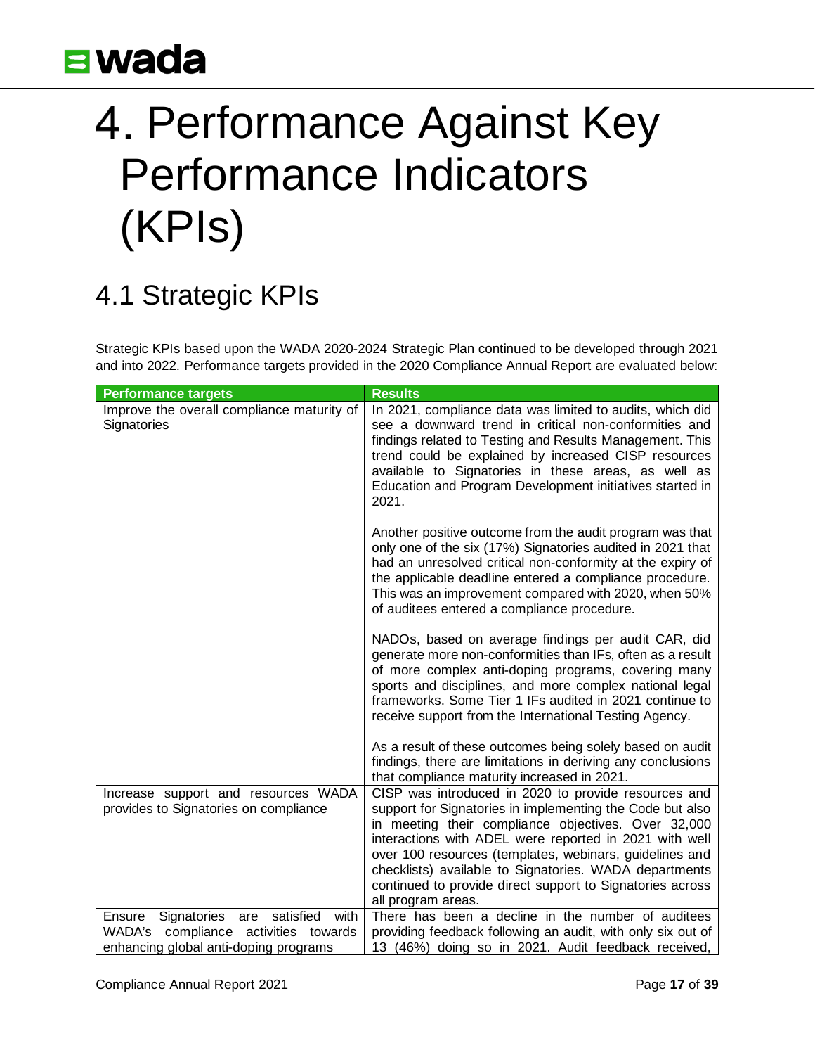# 4. Performance Against Key Performance Indicators (KPIs)

## 4.1 Strategic KPIs

Strategic KPIs based upon the WADA 2020-2024 Strategic Plan continued to be developed through 2021 and into 2022. Performance targets provided in the 2020 Compliance Annual Report are evaluated below:

| Performance targets | Results |
|---|---|
| Improve the overall compliance maturity of Signatories | In 2021, compliance data was limited to audits, which did see a downward trend in critical non-conformities and findings related to Testing and Results Management. This trend could be explained by increased CISP resources available to Signatories in these areas, as well as Education and Program Development initiatives started in 2021.<br><br>Another positive outcome from the audit program was that only one of the six (17%) Signatories audited in 2021 that had an unresolved critical non-conformity at the expiry of the applicable deadline entered a compliance procedure. This was an improvement compared with 2020, when 50% of auditees entered a compliance procedure.<br><br>NADOs, based on average findings per audit CAR, did generate more non-conformities than IFs, often as a result of more complex anti-doping programs, covering many sports and disciplines, and more complex national legal frameworks. Some Tier 1 IFs audited in 2021 continue to receive support from the International Testing Agency.<br><br>As a result of these outcomes being solely based on audit findings, there are limitations in deriving any conclusions that compliance maturity increased in 2021. |
| Increase support and resources WADA provides to Signatories on compliance | CISP was introduced in 2020 to provide resources and support for Signatories in implementing the Code but also in meeting their compliance objectives. Over 32,000 interactions with ADEL were reported in 2021 with well over 100 resources (templates, webinars, guidelines and checklists) available to Signatories. WADA departments continued to provide direct support to Signatories across all program areas. |
| Ensure Signatories are satisfied with WADA's compliance activities towards enhancing global anti-doping programs | There has been a decline in the number of auditees providing feedback following an audit, with only six out of 13 (46%) doing so in 2021. Audit feedback received, |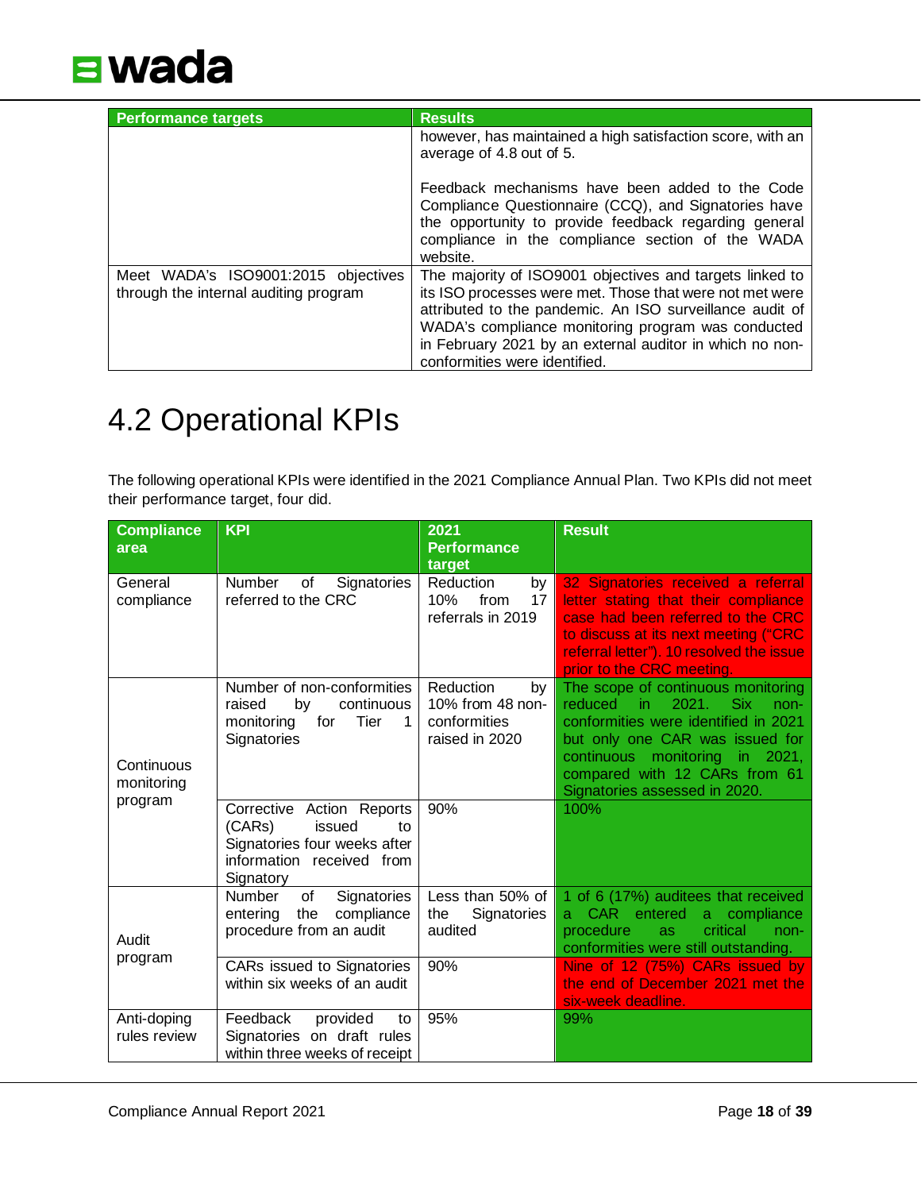| Performance targets | Results |
|---|---|
| | however, has maintained a high satisfaction score, with an average of 4.8 out of 5.<br><br>Feedback mechanisms have been added to the Code Compliance Questionnaire (CCQ), and Signatories have the opportunity to provide feedback regarding general compliance in the compliance section of the WADA website. |
| Meet WADA's ISO9001:2015 objectives through the internal auditing program | The majority of ISO9001 objectives and targets linked to its ISO processes were met. Those that were not met were attributed to the pandemic. An ISO surveillance audit of WADA's compliance monitoring program was conducted in February 2021 by an external auditor in which no non-conformities were identified. |

# 4.2 Operational KPIs

The following operational KPIs were identified in the 2021 Compliance Annual Plan. Two KPIs did not meet their performance target, four did.

| Compliance area | KPI | 2021 Performance target | Result |
|---|---|---|---|
| General compliance | Number of Signatories referred to the CRC | Reduction by 10% from 17 referrals in 2019 | 32 Signatories received a referral letter stating that their compliance case had been referred to the CRC to discuss at its next meeting ("CRC referral letter"). 10 resolved the issue prior to the CRC meeting. |
| Continuous monitoring program | Number of non-conformities raised by continuous monitoring for Tier 1 Signatories | Reduction by 10% from 48 non-conformities raised in 2020 | The scope of continuous monitoring reduced in 2021. Six non-conformities were identified in 2021 but only one CAR was issued for continuous monitoring in 2021, compared with 12 CARs from 61 Signatories assessed in 2020. |
| | Corrective Action Reports (CARs) issued to Signatories four weeks after information received from Signatory | 90% | 100% |
| Audit program | Number of Signatories entering the compliance procedure from an audit | Less than 50% of the Signatories audited | 1 of 6 (17%) auditees that received a CAR entered a compliance procedure as critical non-conformities were still outstanding. |
| | CARs issued to Signatories within six weeks of an audit | 90% | Nine of 12 (75%) CARs issued by the end of December 2021 met the six-week deadline. |
| Anti-doping rules review | Feedback provided to Signatories on draft rules within three weeks of receipt | 95% | 99% |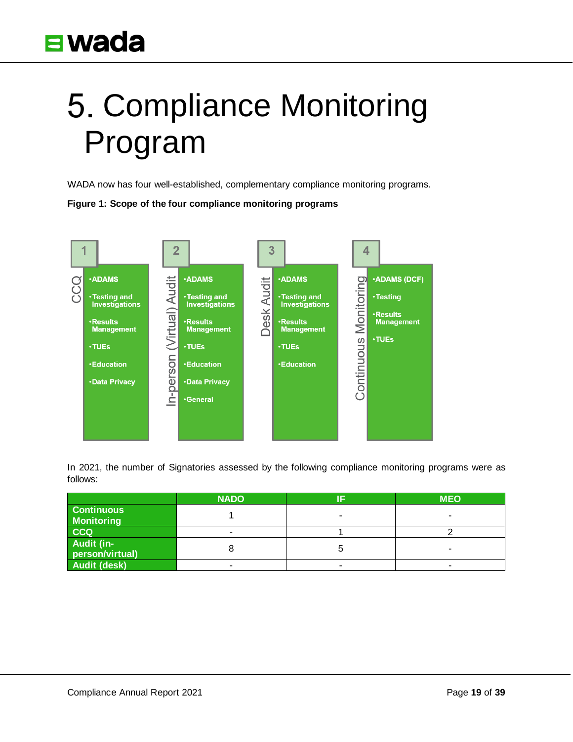# 5. Compliance Monitoring Program

WADA now has four well-established, complementary compliance monitoring programs.

**Figure 1: Scope of the four compliance monitoring programs**

**1 — CCQ**
- ADAMS
- Testing and Investigations
- Results Management
- TUEs
- Education
- Data Privacy

**2 — In-person (Virtual) Audit**
- ADAMS
- Testing and Investigations
- Results Management
- TUEs
- Education
- Data Privacy
- General

**3 — Desk Audit**
- ADAMS
- Testing and Investigations
- Results Management
- TUEs
- Education

**4 — Continuous Monitoring**
- ADAMS (DCF)
- Testing
- Results Management
- TUEs

In 2021, the number of Signatories assessed by the following compliance monitoring programs were as follows:

| | NADO | IF | MEO |
|---|---|---|---|
| **Continuous Monitoring** | 1 | - | - |
| **CCQ** | - | 1 | 2 |
| **Audit (in-person/virtual)** | 8 | 5 | - |
| **Audit (desk)** | - | - | - |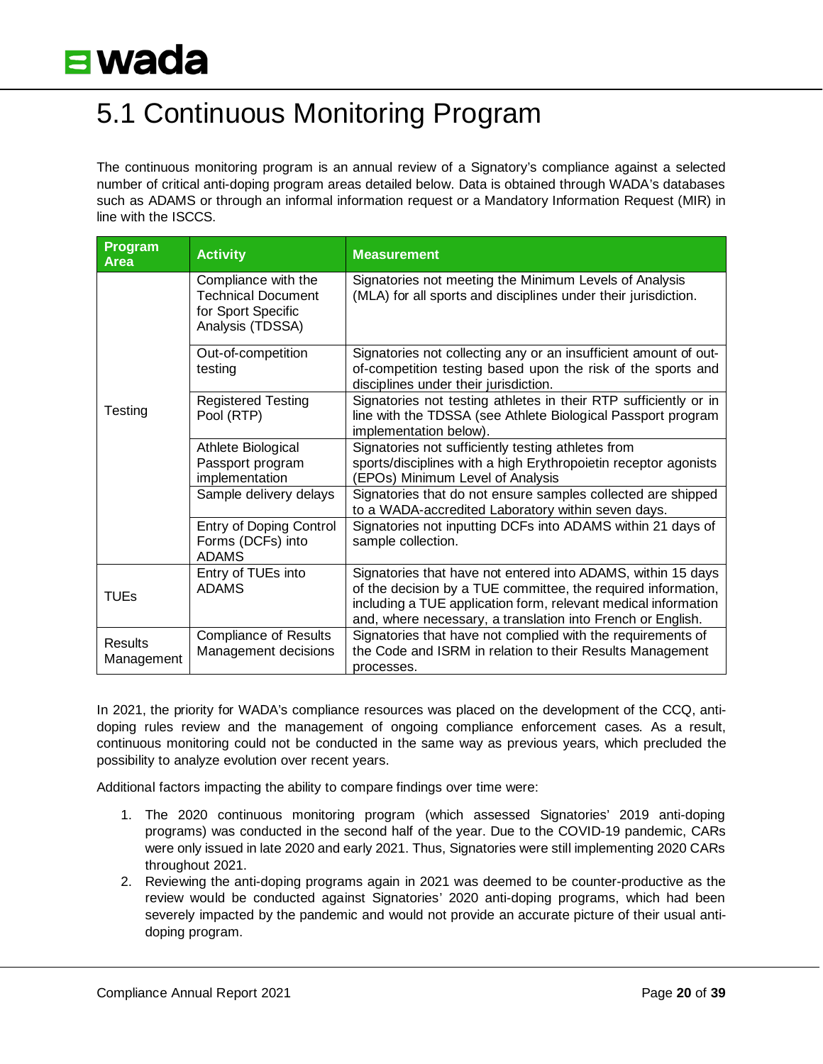# 5.1 Continuous Monitoring Program

The continuous monitoring program is an annual review of a Signatory's compliance against a selected number of critical anti-doping program areas detailed below. Data is obtained through WADA's databases such as ADAMS or through an informal information request or a Mandatory Information Request (MIR) in line with the ISCCS.

| Program Area | Activity | Measurement |
| --- | --- | --- |
| Testing | Compliance with the Technical Document for Sport Specific Analysis (TDSSA) | Signatories not meeting the Minimum Levels of Analysis (MLA) for all sports and disciplines under their jurisdiction. |
| | Out-of-competition testing | Signatories not collecting any or an insufficient amount of out-of-competition testing based upon the risk of the sports and disciplines under their jurisdiction. |
| | Registered Testing Pool (RTP) | Signatories not testing athletes in their RTP sufficiently or in line with the TDSSA (see Athlete Biological Passport program implementation below). |
| | Athlete Biological Passport program implementation | Signatories not sufficiently testing athletes from sports/disciplines with a high Erythropoietin receptor agonists (EPOs) Minimum Level of Analysis |
| | Sample delivery delays | Signatories that do not ensure samples collected are shipped to a WADA-accredited Laboratory within seven days. |
| | Entry of Doping Control Forms (DCFs) into ADAMS | Signatories not inputting DCFs into ADAMS within 21 days of sample collection. |
| TUEs | Entry of TUEs into ADAMS | Signatories that have not entered into ADAMS, within 15 days of the decision by a TUE committee, the required information, including a TUE application form, relevant medical information and, where necessary, a translation into French or English. |
| Results Management | Compliance of Results Management decisions | Signatories that have not complied with the requirements of the Code and ISRM in relation to their Results Management processes. |

In 2021, the priority for WADA's compliance resources was placed on the development of the CCQ, anti-doping rules review and the management of ongoing compliance enforcement cases. As a result, continuous monitoring could not be conducted in the same way as previous years, which precluded the possibility to analyze evolution over recent years.

Additional factors impacting the ability to compare findings over time were:

1. The 2020 continuous monitoring program (which assessed Signatories' 2019 anti-doping programs) was conducted in the second half of the year. Due to the COVID-19 pandemic, CARs were only issued in late 2020 and early 2021. Thus, Signatories were still implementing 2020 CARs throughout 2021.
2. Reviewing the anti-doping programs again in 2021 was deemed to be counter-productive as the review would be conducted against Signatories' 2020 anti-doping programs, which had been severely impacted by the pandemic and would not provide an accurate picture of their usual anti-doping program.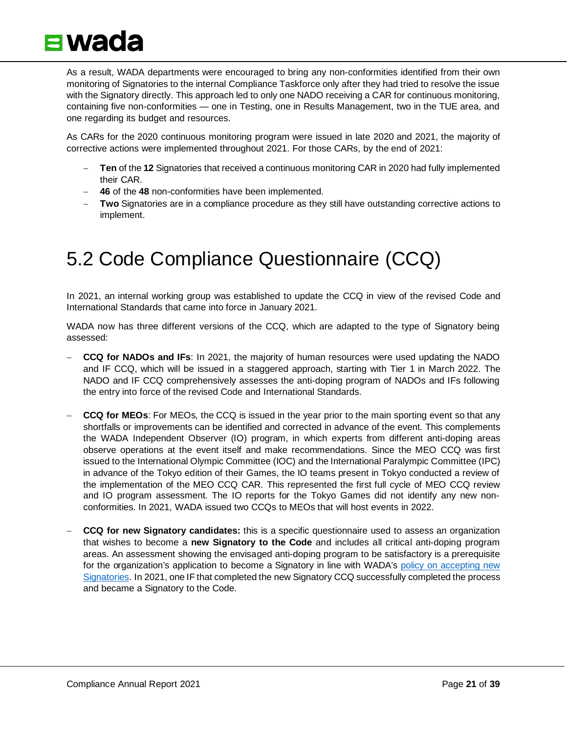As a result, WADA departments were encouraged to bring any non-conformities identified from their own monitoring of Signatories to the internal Compliance Taskforce only after they had tried to resolve the issue with the Signatory directly. This approach led to only one NADO receiving a CAR for continuous monitoring, containing five non-conformities — one in Testing, one in Results Management, two in the TUE area, and one regarding its budget and resources.

As CARs for the 2020 continuous monitoring program were issued in late 2020 and 2021, the majority of corrective actions were implemented throughout 2021. For those CARs, by the end of 2021:

- **Ten** of the **12** Signatories that received a continuous monitoring CAR in 2020 had fully implemented their CAR.
- **46** of the **48** non-conformities have been implemented.
- **Two** Signatories are in a compliance procedure as they still have outstanding corrective actions to implement.

# 5.2 Code Compliance Questionnaire (CCQ)

In 2021, an internal working group was established to update the CCQ in view of the revised Code and International Standards that came into force in January 2021.

WADA now has three different versions of the CCQ, which are adapted to the type of Signatory being assessed:

- **CCQ for NADOs and IFs**: In 2021, the majority of human resources were used updating the NADO and IF CCQ, which will be issued in a staggered approach, starting with Tier 1 in March 2022. The NADO and IF CCQ comprehensively assesses the anti-doping program of NADOs and IFs following the entry into force of the revised Code and International Standards.

- **CCQ for MEOs**: For MEOs, the CCQ is issued in the year prior to the main sporting event so that any shortfalls or improvements can be identified and corrected in advance of the event. This complements the WADA Independent Observer (IO) program, in which experts from different anti-doping areas observe operations at the event itself and make recommendations. Since the MEO CCQ was first issued to the International Olympic Committee (IOC) and the International Paralympic Committee (IPC) in advance of the Tokyo edition of their Games, the IO teams present in Tokyo conducted a review of the implementation of the MEO CCQ CAR. This represented the first full cycle of MEO CCQ review and IO program assessment. The IO reports for the Tokyo Games did not identify any new non-conformities. In 2021, WADA issued two CCQs to MEOs that will host events in 2022.

- **CCQ for new Signatory candidates:** this is a specific questionnaire used to assess an organization that wishes to become a **new Signatory to the Code** and includes all critical anti-doping program areas. An assessment showing the envisaged anti-doping program to be satisfactory is a prerequisite for the organization's application to become a Signatory in line with WADA's policy on accepting new Signatories. In 2021, one IF that completed the new Signatory CCQ successfully completed the process and became a Signatory to the Code.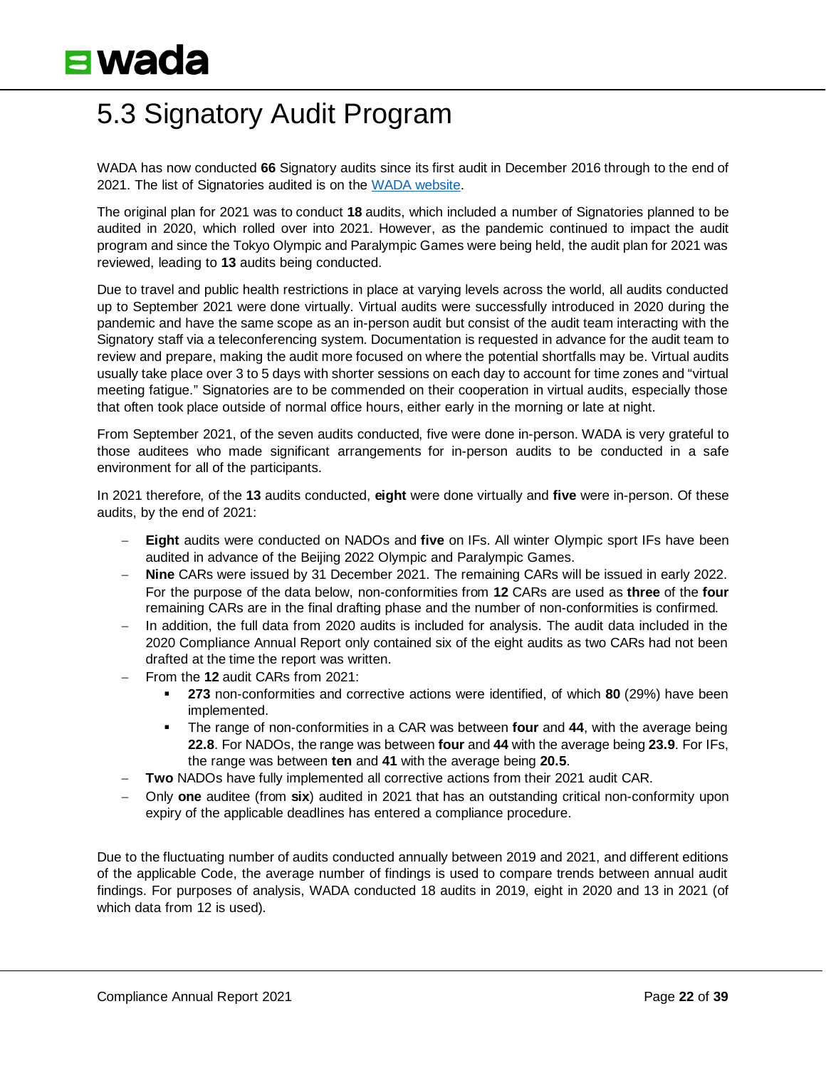# 5.3 Signatory Audit Program

WADA has now conducted **66** Signatory audits since its first audit in December 2016 through to the end of 2021. The list of Signatories audited is on the [WADA website](WADA website).

The original plan for 2021 was to conduct **18** audits, which included a number of Signatories planned to be audited in 2020, which rolled over into 2021. However, as the pandemic continued to impact the audit program and since the Tokyo Olympic and Paralympic Games were being held, the audit plan for 2021 was reviewed, leading to **13** audits being conducted.

Due to travel and public health restrictions in place at varying levels across the world, all audits conducted up to September 2021 were done virtually. Virtual audits were successfully introduced in 2020 during the pandemic and have the same scope as an in-person audit but consist of the audit team interacting with the Signatory staff via a teleconferencing system. Documentation is requested in advance for the audit team to review and prepare, making the audit more focused on where the potential shortfalls may be. Virtual audits usually take place over 3 to 5 days with shorter sessions on each day to account for time zones and "virtual meeting fatigue." Signatories are to be commended on their cooperation in virtual audits, especially those that often took place outside of normal office hours, either early in the morning or late at night.

From September 2021, of the seven audits conducted, five were done in-person. WADA is very grateful to those auditees who made significant arrangements for in-person audits to be conducted in a safe environment for all of the participants.

In 2021 therefore, of the **13** audits conducted, **eight** were done virtually and **five** were in-person. Of these audits, by the end of 2021:

- **Eight** audits were conducted on NADOs and **five** on IFs. All winter Olympic sport IFs have been audited in advance of the Beijing 2022 Olympic and Paralympic Games.
- **Nine** CARs were issued by 31 December 2021. The remaining CARs will be issued in early 2022. For the purpose of the data below, non-conformities from **12** CARs are used as **three** of the **four** remaining CARs are in the final drafting phase and the number of non-conformities is confirmed.
- In addition, the full data from 2020 audits is included for analysis. The audit data included in the 2020 Compliance Annual Report only contained six of the eight audits as two CARs had not been drafted at the time the report was written.
- From the **12** audit CARs from 2021:
  - **273** non-conformities and corrective actions were identified, of which **80** (29%) have been implemented.
  - The range of non-conformities in a CAR was between **four** and **44**, with the average being **22.8**. For NADOs, the range was between **four** and **44** with the average being **23.9**. For IFs, the range was between **ten** and **41** with the average being **20.5**.
- **Two** NADOs have fully implemented all corrective actions from their 2021 audit CAR.
- Only **one** auditee (from **six**) audited in 2021 that has an outstanding critical non-conformity upon expiry of the applicable deadlines has entered a compliance procedure.

Due to the fluctuating number of audits conducted annually between 2019 and 2021, and different editions of the applicable Code, the average number of findings is used to compare trends between annual audit findings. For purposes of analysis, WADA conducted 18 audits in 2019, eight in 2020 and 13 in 2021 (of which data from 12 is used).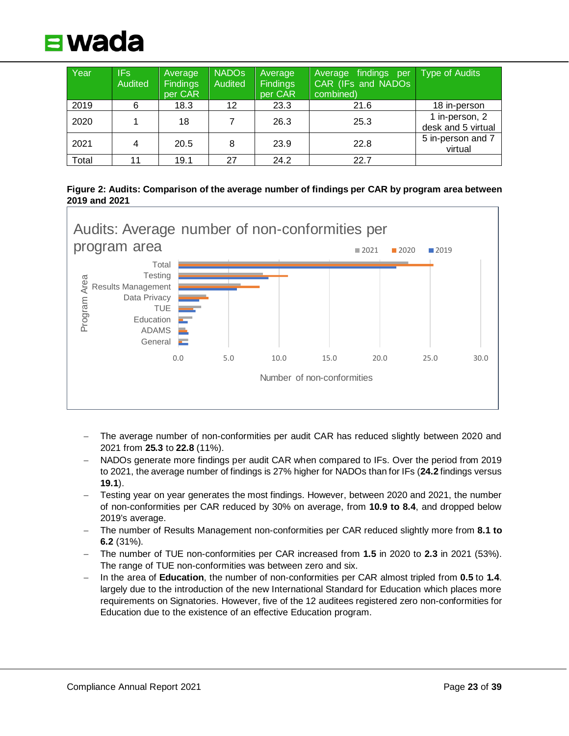| Year | IFs Audited | Average Findings per CAR | NADOs Audited | Average Findings per CAR | Average findings per CAR (IFs and NADOs combined) | Type of Audits |
|---|---|---|---|---|---|---|
| 2019 | 6 | 18.3 | 12 | 23.3 | 21.6 | 18 in-person |
| 2020 | 1 | 18 | 7 | 26.3 | 25.3 | 1 in-person, 2 desk and 5 virtual |
| 2021 | 4 | 20.5 | 8 | 23.9 | 22.8 | 5 in-person and 7 virtual |
| Total | 11 | 19.1 | 27 | 24.2 | 22.7 | |

**Figure 2: Audits: Comparison of the average number of findings per CAR by program area between 2019 and 2021**

- The average number of non-conformities per audit CAR has reduced slightly between 2020 and 2021 from **25.3** to **22.8** (11%).
- NADOs generate more findings per audit CAR when compared to IFs. Over the period from 2019 to 2021, the average number of findings is 27% higher for NADOs than for IFs (**24.2** findings versus **19.1**).
- Testing year on year generates the most findings. However, between 2020 and 2021, the number of non-conformities per CAR reduced by 30% on average, from **10.9 to 8.4**, and dropped below 2019's average.
- The number of Results Management non-conformities per CAR reduced slightly more from **8.1 to 6.2** (31%).
- The number of TUE non-conformities per CAR increased from **1.5** in 2020 to **2.3** in 2021 (53%). The range of TUE non-conformities was between zero and six.
- In the area of **Education**, the number of non-conformities per CAR almost tripled from **0.5** to **1.4**. largely due to the introduction of the new International Standard for Education which places more requirements on Signatories. However, five of the 12 auditees registered zero non-conformities for Education due to the existence of an effective Education program.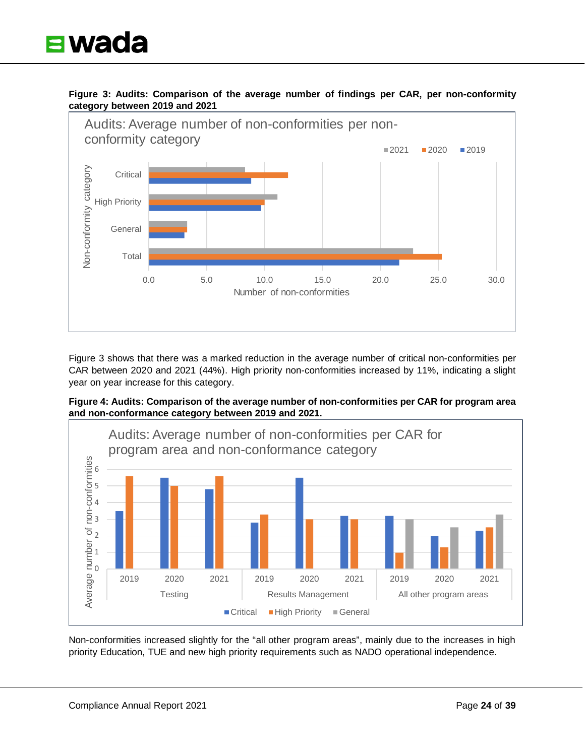**Figure 3: Audits: Comparison of the average number of findings per CAR, per non-conformity category between 2019 and 2021**

Figure 3 shows that there was a marked reduction in the average number of critical non-conformities per CAR between 2020 and 2021 (44%). High priority non-conformities increased by 11%, indicating a slight year on year increase for this category.

**Figure 4: Audits: Comparison of the average number of non-conformities per CAR for program area and non-conformance category between 2019 and 2021.**

Non-conformities increased slightly for the "all other program areas", mainly due to the increases in high priority Education, TUE and new high priority requirements such as NADO operational independence.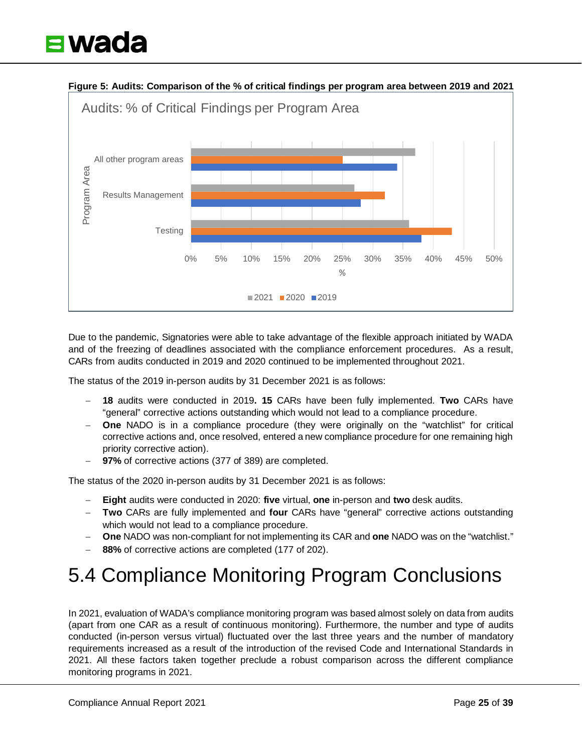**Figure 5: Audits: Comparison of the % of critical findings per program area between 2019 and 2021**

Due to the pandemic, Signatories were able to take advantage of the flexible approach initiated by WADA and of the freezing of deadlines associated with the compliance enforcement procedures. As a result, CARs from audits conducted in 2019 and 2020 continued to be implemented throughout 2021.

The status of the 2019 in-person audits by 31 December 2021 is as follows:

- **18** audits were conducted in 2019**. 15** CARs have been fully implemented. **Two** CARs have "general" corrective actions outstanding which would not lead to a compliance procedure.
- **One** NADO is in a compliance procedure (they were originally on the "watchlist" for critical corrective actions and, once resolved, entered a new compliance procedure for one remaining high priority corrective action).
- **97%** of corrective actions (377 of 389) are completed.

The status of the 2020 in-person audits by 31 December 2021 is as follows:

- **Eight** audits were conducted in 2020: **five** virtual, **one** in-person and **two** desk audits.
- **Two** CARs are fully implemented and **four** CARs have "general" corrective actions outstanding which would not lead to a compliance procedure.
- **One** NADO was non-compliant for not implementing its CAR and **one** NADO was on the "watchlist."
- **88%** of corrective actions are completed (177 of 202).

# 5.4 Compliance Monitoring Program Conclusions

In 2021, evaluation of WADA's compliance monitoring program was based almost solely on data from audits (apart from one CAR as a result of continuous monitoring). Furthermore, the number and type of audits conducted (in-person versus virtual) fluctuated over the last three years and the number of mandatory requirements increased as a result of the introduction of the revised Code and International Standards in 2021. All these factors taken together preclude a robust comparison across the different compliance monitoring programs in 2021.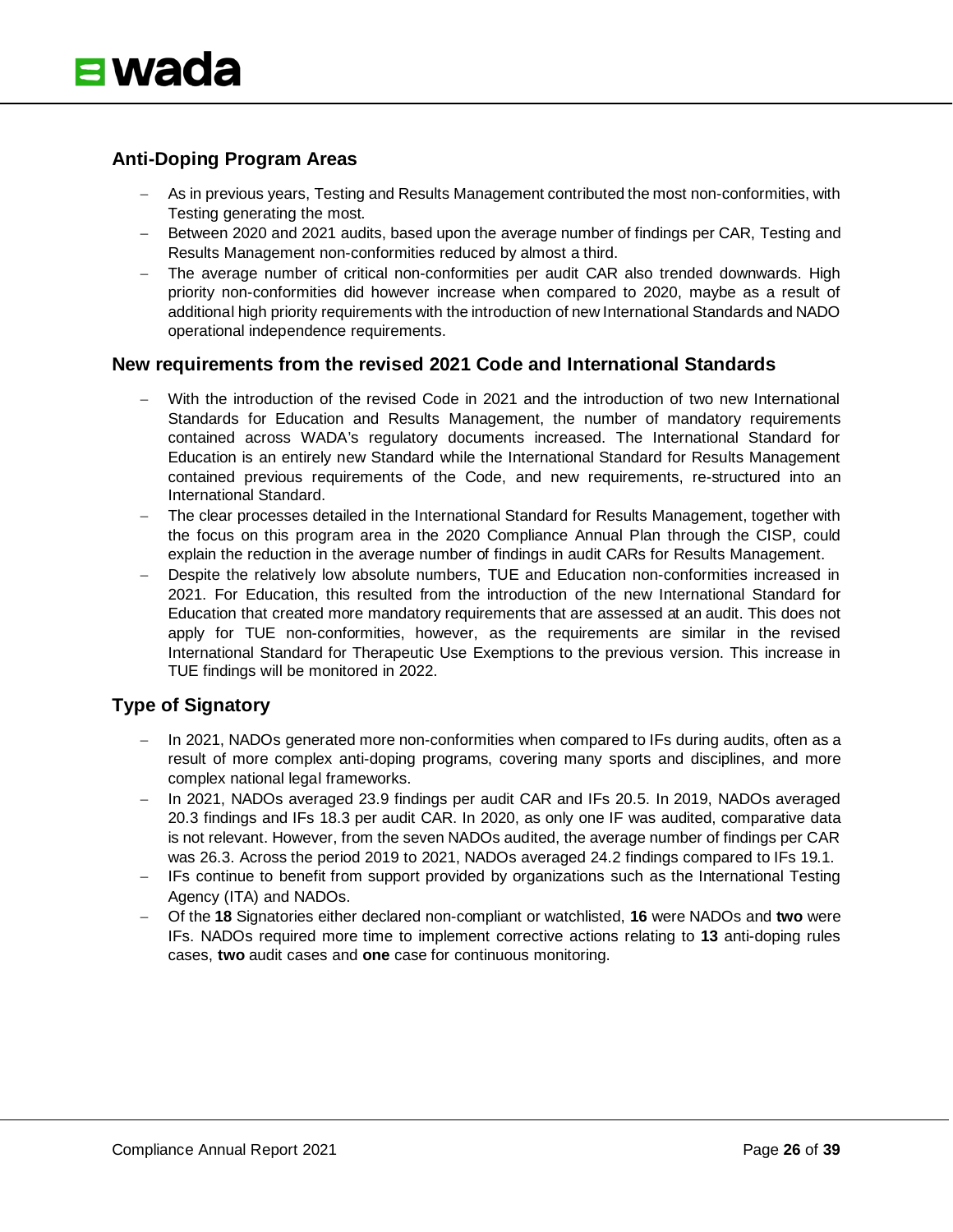## Anti-Doping Program Areas

- As in previous years, Testing and Results Management contributed the most non-conformities, with Testing generating the most.
- Between 2020 and 2021 audits, based upon the average number of findings per CAR, Testing and Results Management non-conformities reduced by almost a third.
- The average number of critical non-conformities per audit CAR also trended downwards. High priority non-conformities did however increase when compared to 2020, maybe as a result of additional high priority requirements with the introduction of new International Standards and NADO operational independence requirements.

## New requirements from the revised 2021 Code and International Standards

- With the introduction of the revised Code in 2021 and the introduction of two new International Standards for Education and Results Management, the number of mandatory requirements contained across WADA's regulatory documents increased. The International Standard for Education is an entirely new Standard while the International Standard for Results Management contained previous requirements of the Code, and new requirements, re-structured into an International Standard.
- The clear processes detailed in the International Standard for Results Management, together with the focus on this program area in the 2020 Compliance Annual Plan through the CISP, could explain the reduction in the average number of findings in audit CARs for Results Management.
- Despite the relatively low absolute numbers, TUE and Education non-conformities increased in 2021. For Education, this resulted from the introduction of the new International Standard for Education that created more mandatory requirements that are assessed at an audit. This does not apply for TUE non-conformities, however, as the requirements are similar in the revised International Standard for Therapeutic Use Exemptions to the previous version. This increase in TUE findings will be monitored in 2022.

## Type of Signatory

- In 2021, NADOs generated more non-conformities when compared to IFs during audits, often as a result of more complex anti-doping programs, covering many sports and disciplines, and more complex national legal frameworks.
- In 2021, NADOs averaged 23.9 findings per audit CAR and IFs 20.5. In 2019, NADOs averaged 20.3 findings and IFs 18.3 per audit CAR. In 2020, as only one IF was audited, comparative data is not relevant. However, from the seven NADOs audited, the average number of findings per CAR was 26.3. Across the period 2019 to 2021, NADOs averaged 24.2 findings compared to IFs 19.1.
- IFs continue to benefit from support provided by organizations such as the International Testing Agency (ITA) and NADOs.
- Of the **18** Signatories either declared non-compliant or watchlisted, **16** were NADOs and **two** were IFs. NADOs required more time to implement corrective actions relating to **13** anti-doping rules cases, **two** audit cases and **one** case for continuous monitoring.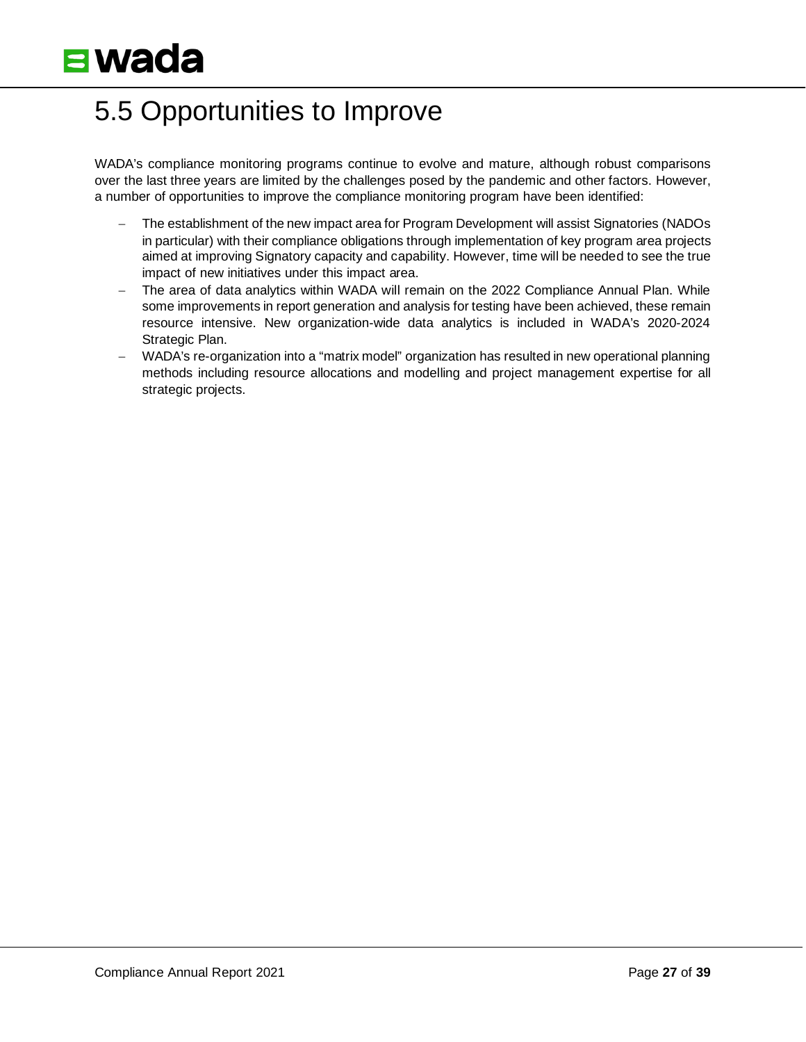## 5.5 Opportunities to Improve

WADA's compliance monitoring programs continue to evolve and mature, although robust comparisons over the last three years are limited by the challenges posed by the pandemic and other factors. However, a number of opportunities to improve the compliance monitoring program have been identified:

- The establishment of the new impact area for Program Development will assist Signatories (NADOs in particular) with their compliance obligations through implementation of key program area projects aimed at improving Signatory capacity and capability. However, time will be needed to see the true impact of new initiatives under this impact area.
- The area of data analytics within WADA will remain on the 2022 Compliance Annual Plan. While some improvements in report generation and analysis for testing have been achieved, these remain resource intensive. New organization-wide data analytics is included in WADA's 2020-2024 Strategic Plan.
- WADA's re-organization into a "matrix model" organization has resulted in new operational planning methods including resource allocations and modelling and project management expertise for all strategic projects.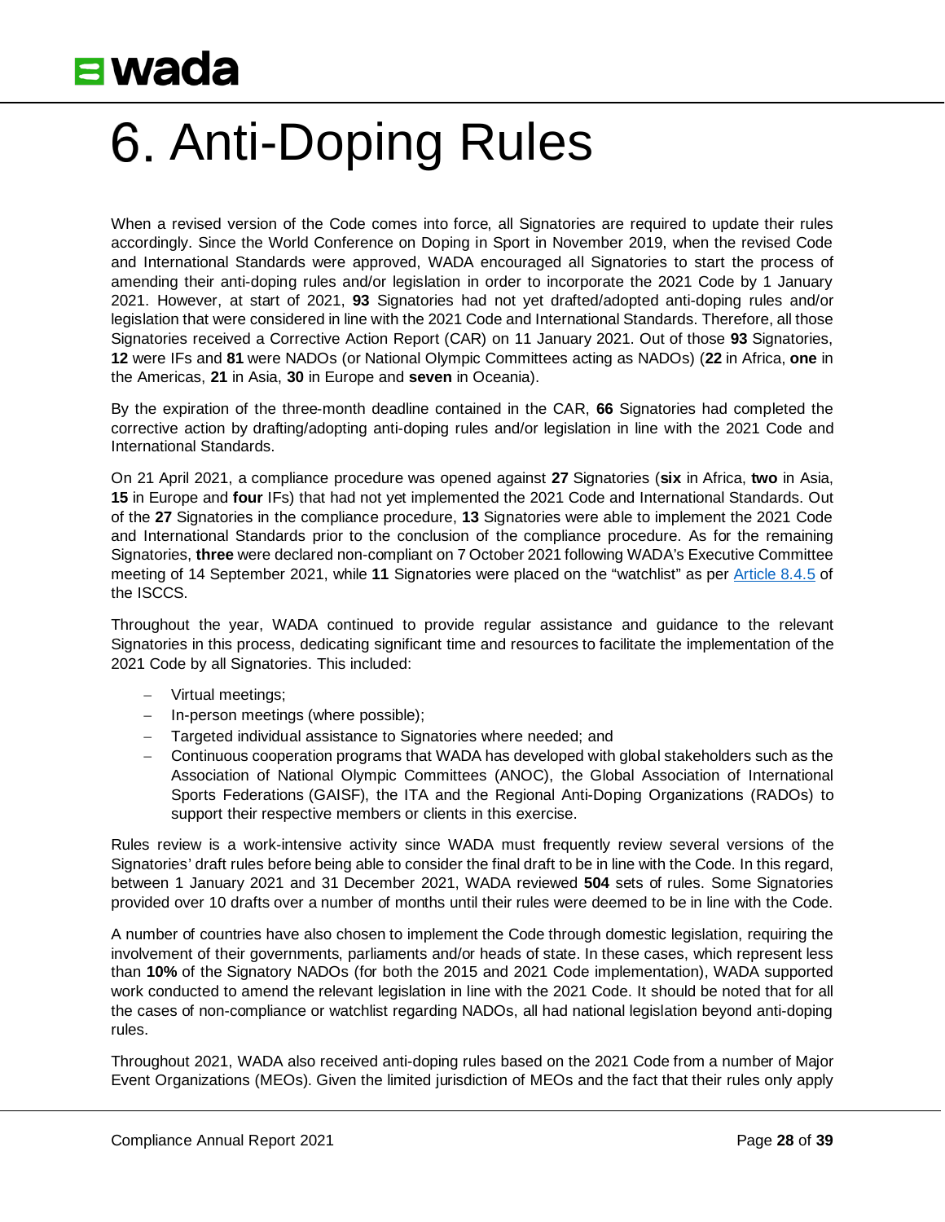# 6. Anti-Doping Rules

When a revised version of the Code comes into force, all Signatories are required to update their rules accordingly. Since the World Conference on Doping in Sport in November 2019, when the revised Code and International Standards were approved, WADA encouraged all Signatories to start the process of amending their anti-doping rules and/or legislation in order to incorporate the 2021 Code by 1 January 2021. However, at start of 2021, **93** Signatories had not yet drafted/adopted anti-doping rules and/or legislation that were considered in line with the 2021 Code and International Standards. Therefore, all those Signatories received a Corrective Action Report (CAR) on 11 January 2021. Out of those **93** Signatories, **12** were IFs and **81** were NADOs (or National Olympic Committees acting as NADOs) (**22** in Africa, **one** in the Americas, **21** in Asia, **30** in Europe and **seven** in Oceania).

By the expiration of the three-month deadline contained in the CAR, **66** Signatories had completed the corrective action by drafting/adopting anti-doping rules and/or legislation in line with the 2021 Code and International Standards.

On 21 April 2021, a compliance procedure was opened against **27** Signatories (**six** in Africa, **two** in Asia, **15** in Europe and **four** IFs) that had not yet implemented the 2021 Code and International Standards. Out of the **27** Signatories in the compliance procedure, **13** Signatories were able to implement the 2021 Code and International Standards prior to the conclusion of the compliance procedure. As for the remaining Signatories, **three** were declared non-compliant on 7 October 2021 following WADA's Executive Committee meeting of 14 September 2021, while **11** Signatories were placed on the "watchlist" as per Article 8.4.5 of the ISCCS.

Throughout the year, WADA continued to provide regular assistance and guidance to the relevant Signatories in this process, dedicating significant time and resources to facilitate the implementation of the 2021 Code by all Signatories. This included:

- Virtual meetings;
- In-person meetings (where possible);
- Targeted individual assistance to Signatories where needed; and
- Continuous cooperation programs that WADA has developed with global stakeholders such as the Association of National Olympic Committees (ANOC), the Global Association of International Sports Federations (GAISF), the ITA and the Regional Anti-Doping Organizations (RADOs) to support their respective members or clients in this exercise.

Rules review is a work-intensive activity since WADA must frequently review several versions of the Signatories' draft rules before being able to consider the final draft to be in line with the Code. In this regard, between 1 January 2021 and 31 December 2021, WADA reviewed **504** sets of rules. Some Signatories provided over 10 drafts over a number of months until their rules were deemed to be in line with the Code.

A number of countries have also chosen to implement the Code through domestic legislation, requiring the involvement of their governments, parliaments and/or heads of state. In these cases, which represent less than **10%** of the Signatory NADOs (for both the 2015 and 2021 Code implementation), WADA supported work conducted to amend the relevant legislation in line with the 2021 Code. It should be noted that for all the cases of non-compliance or watchlist regarding NADOs, all had national legislation beyond anti-doping rules.

Throughout 2021, WADA also received anti-doping rules based on the 2021 Code from a number of Major Event Organizations (MEOs). Given the limited jurisdiction of MEOs and the fact that their rules only apply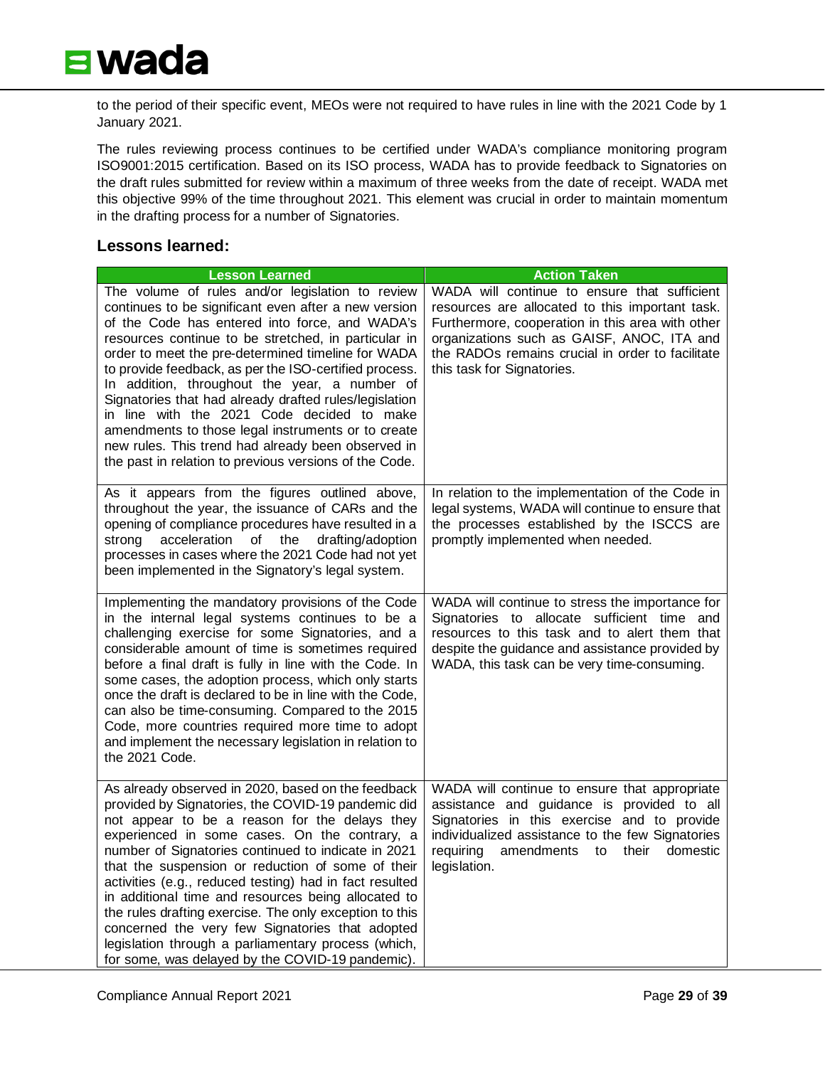to the period of their specific event, MEOs were not required to have rules in line with the 2021 Code by 1 January 2021.

The rules reviewing process continues to be certified under WADA's compliance monitoring program ISO9001:2015 certification. Based on its ISO process, WADA has to provide feedback to Signatories on the draft rules submitted for review within a maximum of three weeks from the date of receipt. WADA met this objective 99% of the time throughout 2021. This element was crucial in order to maintain momentum in the drafting process for a number of Signatories.

## Lessons learned:

| Lesson Learned | Action Taken |
|---|---|
| The volume of rules and/or legislation to review continues to be significant even after a new version of the Code has entered into force, and WADA's resources continue to be stretched, in particular in order to meet the pre-determined timeline for WADA to provide feedback, as per the ISO-certified process. In addition, throughout the year, a number of Signatories that had already drafted rules/legislation in line with the 2021 Code decided to make amendments to those legal instruments or to create new rules. This trend had already been observed in the past in relation to previous versions of the Code. | WADA will continue to ensure that sufficient resources are allocated to this important task. Furthermore, cooperation in this area with other organizations such as GAISF, ANOC, ITA and the RADOs remains crucial in order to facilitate this task for Signatories. |
| As it appears from the figures outlined above, throughout the year, the issuance of CARs and the opening of compliance procedures have resulted in a strong acceleration of the drafting/adoption processes in cases where the 2021 Code had not yet been implemented in the Signatory's legal system. | In relation to the implementation of the Code in legal systems, WADA will continue to ensure that the processes established by the ISCCS are promptly implemented when needed. |
| Implementing the mandatory provisions of the Code in the internal legal systems continues to be a challenging exercise for some Signatories, and a considerable amount of time is sometimes required before a final draft is fully in line with the Code. In some cases, the adoption process, which only starts once the draft is declared to be in line with the Code, can also be time-consuming. Compared to the 2015 Code, more countries required more time to adopt and implement the necessary legislation in relation to the 2021 Code. | WADA will continue to stress the importance for Signatories to allocate sufficient time and resources to this task and to alert them that despite the guidance and assistance provided by WADA, this task can be very time-consuming. |
| As already observed in 2020, based on the feedback provided by Signatories, the COVID-19 pandemic did not appear to be a reason for the delays they experienced in some cases. On the contrary, a number of Signatories continued to indicate in 2021 that the suspension or reduction of some of their activities (e.g., reduced testing) had in fact resulted in additional time and resources being allocated to the rules drafting exercise. The only exception to this concerned the very few Signatories that adopted legislation through a parliamentary process (which, for some, was delayed by the COVID-19 pandemic). | WADA will continue to ensure that appropriate assistance and guidance is provided to all Signatories in this exercise and to provide individualized assistance to the few Signatories requiring amendments to their domestic legislation. |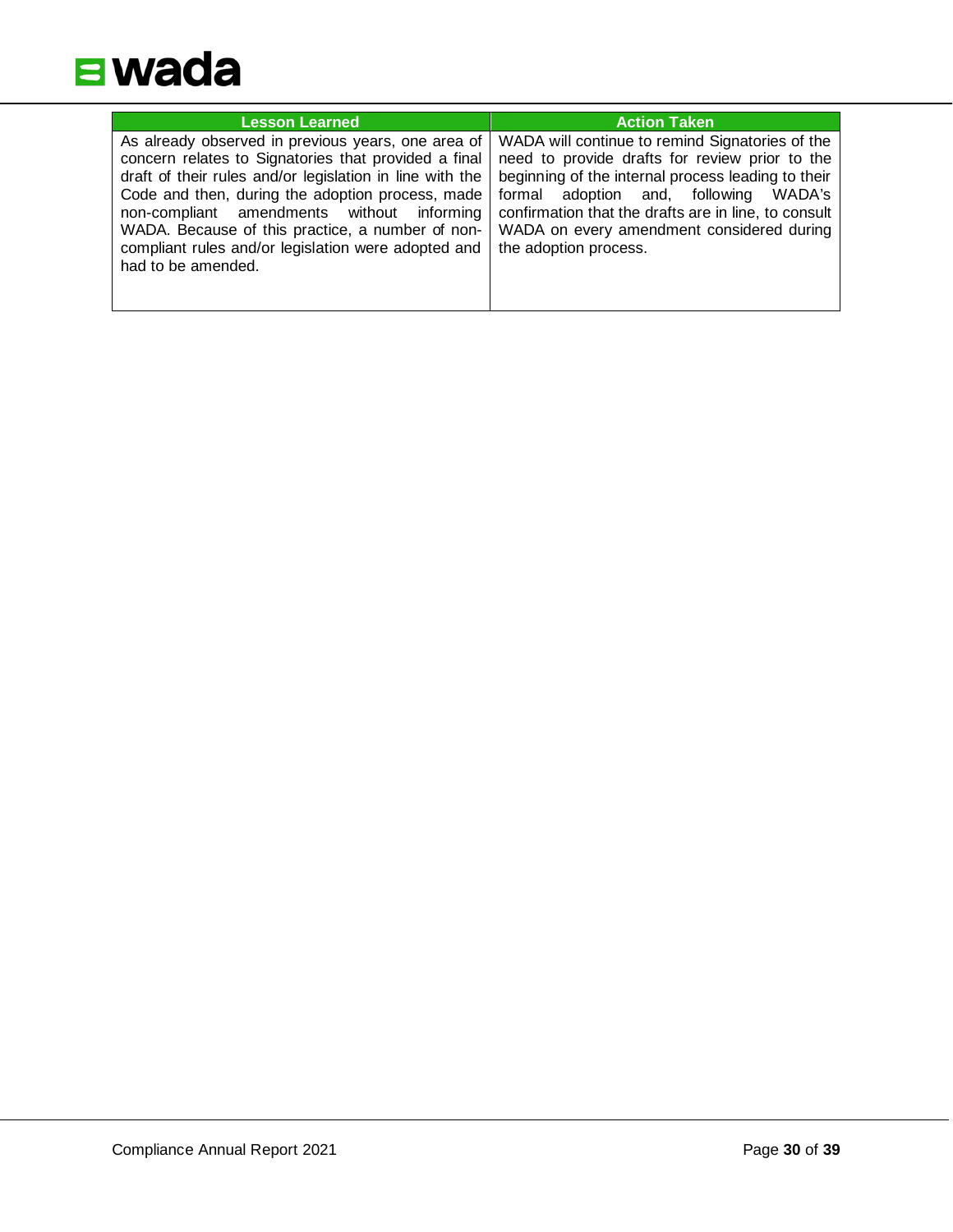| Lesson Learned | Action Taken |
|---|---|
| As already observed in previous years, one area of concern relates to Signatories that provided a final draft of their rules and/or legislation in line with the Code and then, during the adoption process, made non-compliant amendments without informing WADA. Because of this practice, a number of non-compliant rules and/or legislation were adopted and had to be amended. | WADA will continue to remind Signatories of the need to provide drafts for review prior to the beginning of the internal process leading to their formal adoption and, following WADA's confirmation that the drafts are in line, to consult WADA on every amendment considered during the adoption process. |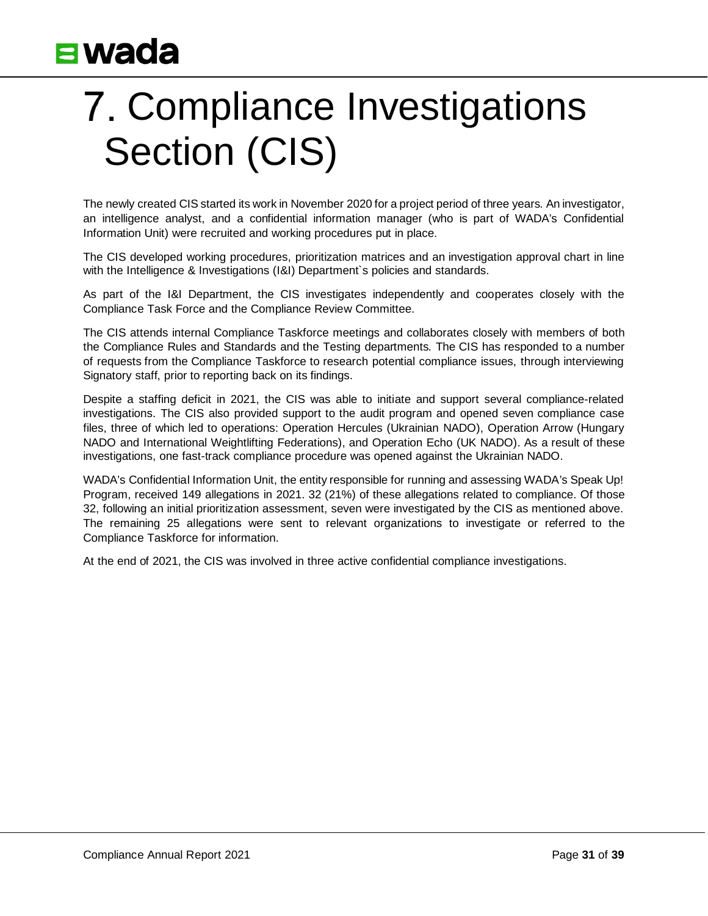# 7. Compliance Investigations Section (CIS)

The newly created CIS started its work in November 2020 for a project period of three years. An investigator, an intelligence analyst, and a confidential information manager (who is part of WADA's Confidential Information Unit) were recruited and working procedures put in place.

The CIS developed working procedures, prioritization matrices and an investigation approval chart in line with the Intelligence & Investigations (I&I) Department`s policies and standards.

As part of the I&I Department, the CIS investigates independently and cooperates closely with the Compliance Task Force and the Compliance Review Committee.

The CIS attends internal Compliance Taskforce meetings and collaborates closely with members of both the Compliance Rules and Standards and the Testing departments. The CIS has responded to a number of requests from the Compliance Taskforce to research potential compliance issues, through interviewing Signatory staff, prior to reporting back on its findings.

Despite a staffing deficit in 2021, the CIS was able to initiate and support several compliance-related investigations. The CIS also provided support to the audit program and opened seven compliance case files, three of which led to operations: Operation Hercules (Ukrainian NADO), Operation Arrow (Hungary NADO and International Weightlifting Federations), and Operation Echo (UK NADO). As a result of these investigations, one fast-track compliance procedure was opened against the Ukrainian NADO.

WADA's Confidential Information Unit, the entity responsible for running and assessing WADA's Speak Up! Program, received 149 allegations in 2021. 32 (21%) of these allegations related to compliance. Of those 32, following an initial prioritization assessment, seven were investigated by the CIS as mentioned above. The remaining 25 allegations were sent to relevant organizations to investigate or referred to the Compliance Taskforce for information.

At the end of 2021, the CIS was involved in three active confidential compliance investigations.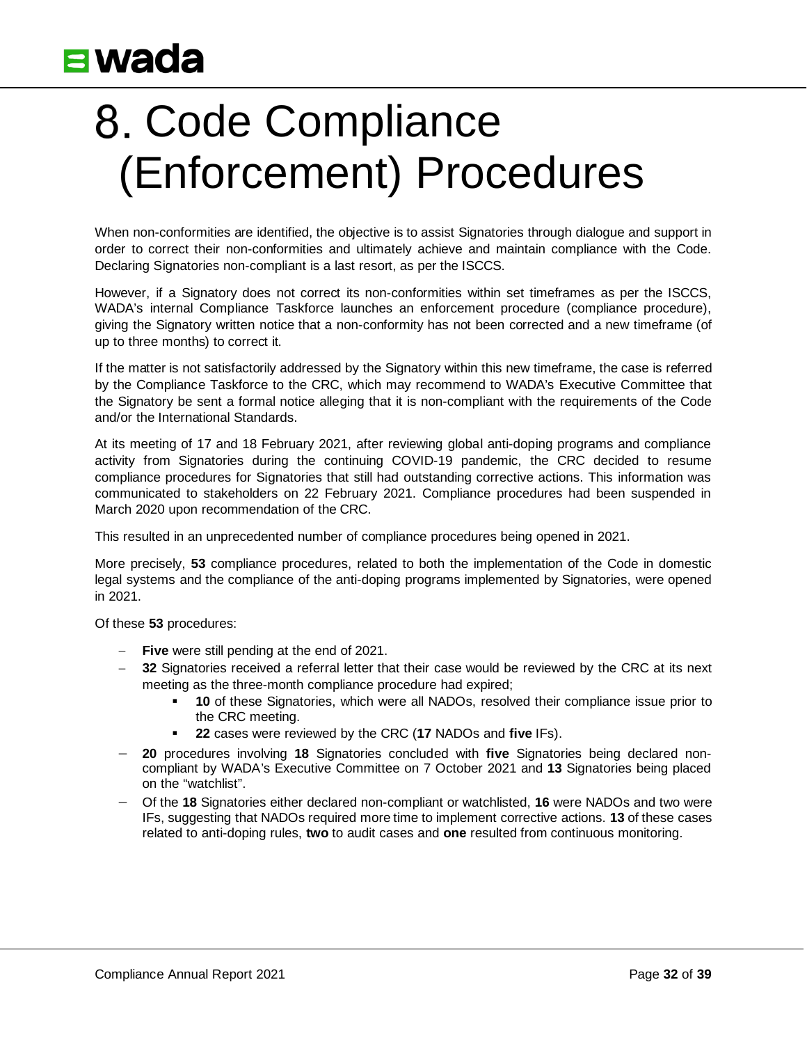# 8. Code Compliance (Enforcement) Procedures

When non-conformities are identified, the objective is to assist Signatories through dialogue and support in order to correct their non-conformities and ultimately achieve and maintain compliance with the Code. Declaring Signatories non-compliant is a last resort, as per the ISCCS.

However, if a Signatory does not correct its non-conformities within set timeframes as per the ISCCS, WADA's internal Compliance Taskforce launches an enforcement procedure (compliance procedure), giving the Signatory written notice that a non-conformity has not been corrected and a new timeframe (of up to three months) to correct it.

If the matter is not satisfactorily addressed by the Signatory within this new timeframe, the case is referred by the Compliance Taskforce to the CRC, which may recommend to WADA's Executive Committee that the Signatory be sent a formal notice alleging that it is non-compliant with the requirements of the Code and/or the International Standards.

At its meeting of 17 and 18 February 2021, after reviewing global anti-doping programs and compliance activity from Signatories during the continuing COVID-19 pandemic, the CRC decided to resume compliance procedures for Signatories that still had outstanding corrective actions. This information was communicated to stakeholders on 22 February 2021. Compliance procedures had been suspended in March 2020 upon recommendation of the CRC.

This resulted in an unprecedented number of compliance procedures being opened in 2021.

More precisely, **53** compliance procedures, related to both the implementation of the Code in domestic legal systems and the compliance of the anti-doping programs implemented by Signatories, were opened in 2021.

Of these **53** procedures:

- **Five** were still pending at the end of 2021.
- **32** Signatories received a referral letter that their case would be reviewed by the CRC at its next meeting as the three-month compliance procedure had expired;
  - **10** of these Signatories, which were all NADOs, resolved their compliance issue prior to the CRC meeting.
  - **22** cases were reviewed by the CRC (**17** NADOs and **five** IFs).
- **20** procedures involving **18** Signatories concluded with **five** Signatories being declared non-compliant by WADA's Executive Committee on 7 October 2021 and **13** Signatories being placed on the "watchlist".
- Of the **18** Signatories either declared non-compliant or watchlisted, **16** were NADOs and two were IFs, suggesting that NADOs required more time to implement corrective actions. **13** of these cases related to anti-doping rules, **two** to audit cases and **one** resulted from continuous monitoring.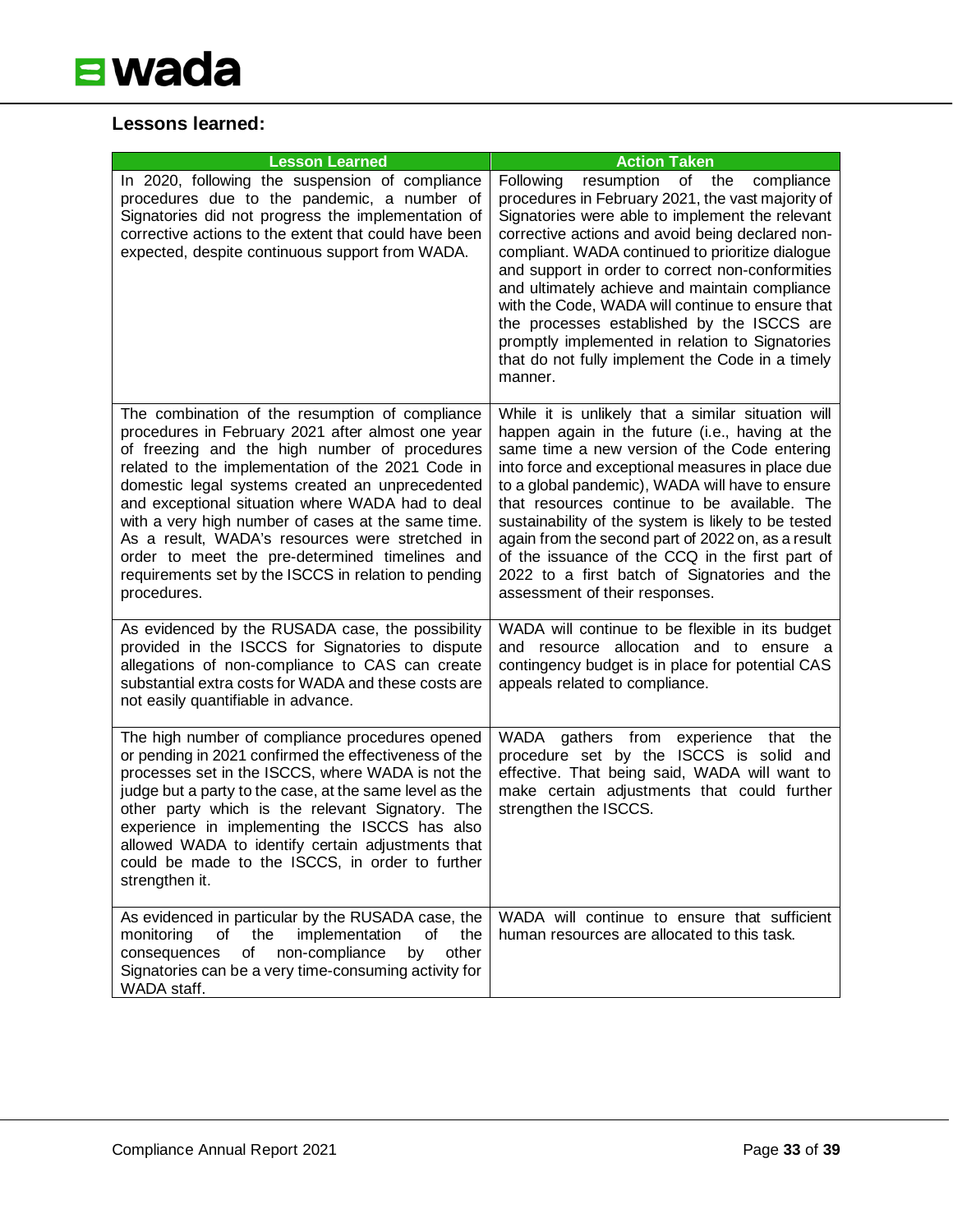## Lessons learned:

| Lesson Learned | Action Taken |
|---|---|
| In 2020, following the suspension of compliance procedures due to the pandemic, a number of Signatories did not progress the implementation of corrective actions to the extent that could have been expected, despite continuous support from WADA. | Following resumption of the compliance procedures in February 2021, the vast majority of Signatories were able to implement the relevant corrective actions and avoid being declared non-compliant. WADA continued to prioritize dialogue and support in order to correct non-conformities and ultimately achieve and maintain compliance with the Code, WADA will continue to ensure that the processes established by the ISCCS are promptly implemented in relation to Signatories that do not fully implement the Code in a timely manner. |
| The combination of the resumption of compliance procedures in February 2021 after almost one year of freezing and the high number of procedures related to the implementation of the 2021 Code in domestic legal systems created an unprecedented and exceptional situation where WADA had to deal with a very high number of cases at the same time. As a result, WADA's resources were stretched in order to meet the pre-determined timelines and requirements set by the ISCCS in relation to pending procedures. | While it is unlikely that a similar situation will happen again in the future (i.e., having at the same time a new version of the Code entering into force and exceptional measures in place due to a global pandemic), WADA will have to ensure that resources continue to be available. The sustainability of the system is likely to be tested again from the second part of 2022 on, as a result of the issuance of the CCQ in the first part of 2022 to a first batch of Signatories and the assessment of their responses. |
| As evidenced by the RUSADA case, the possibility provided in the ISCCS for Signatories to dispute allegations of non-compliance to CAS can create substantial extra costs for WADA and these costs are not easily quantifiable in advance. | WADA will continue to be flexible in its budget and resource allocation and to ensure a contingency budget is in place for potential CAS appeals related to compliance. |
| The high number of compliance procedures opened or pending in 2021 confirmed the effectiveness of the processes set in the ISCCS, where WADA is not the judge but a party to the case, at the same level as the other party which is the relevant Signatory. The experience in implementing the ISCCS has also allowed WADA to identify certain adjustments that could be made to the ISCCS, in order to further strengthen it. | WADA gathers from experience that the procedure set by the ISCCS is solid and effective. That being said, WADA will want to make certain adjustments that could further strengthen the ISCCS. |
| As evidenced in particular by the RUSADA case, the monitoring of the implementation of the consequences of non-compliance by other Signatories can be a very time-consuming activity for WADA staff. | WADA will continue to ensure that sufficient human resources are allocated to this task. |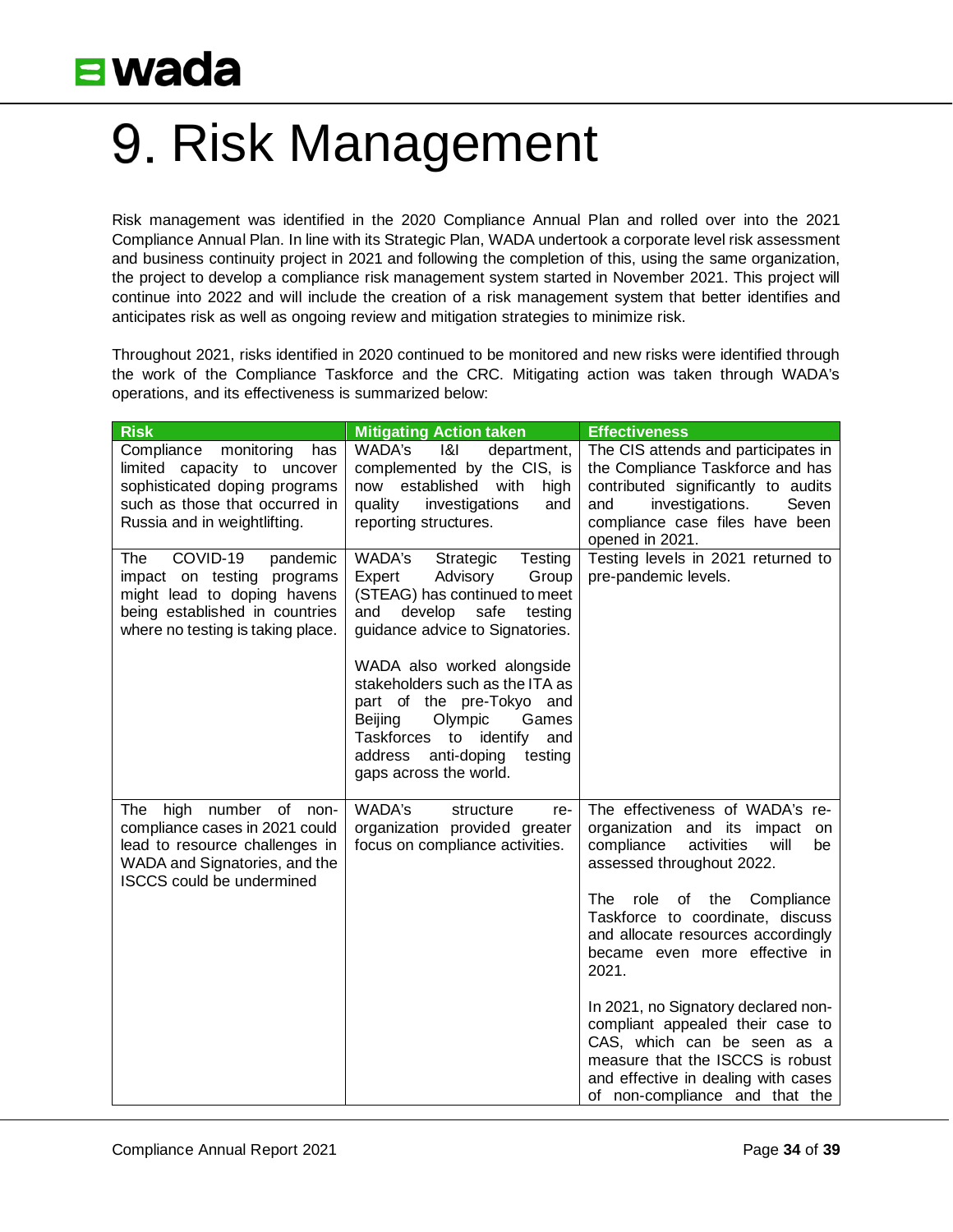# 9. Risk Management

Risk management was identified in the 2020 Compliance Annual Plan and rolled over into the 2021 Compliance Annual Plan. In line with its Strategic Plan, WADA undertook a corporate level risk assessment and business continuity project in 2021 and following the completion of this, using the same organization, the project to develop a compliance risk management system started in November 2021. This project will continue into 2022 and will include the creation of a risk management system that better identifies and anticipates risk as well as ongoing review and mitigation strategies to minimize risk.

Throughout 2021, risks identified in 2020 continued to be monitored and new risks were identified through the work of the Compliance Taskforce and the CRC. Mitigating action was taken through WADA's operations, and its effectiveness is summarized below:

| Risk | Mitigating Action taken | Effectiveness |
|---|---|---|
| Compliance monitoring has limited capacity to uncover sophisticated doping programs such as those that occurred in Russia and in weightlifting. | WADA's I&I department, complemented by the CIS, is now established with high quality investigations and reporting structures. | The CIS attends and participates in the Compliance Taskforce and has contributed significantly to audits and investigations. Seven compliance case files have been opened in 2021. |
| The COVID-19 pandemic impact on testing programs might lead to doping havens being established in countries where no testing is taking place. | WADA's Strategic Testing Expert Advisory Group (STEAG) has continued to meet and develop safe testing guidance advice to Signatories.<br><br>WADA also worked alongside stakeholders such as the ITA as part of the pre-Tokyo and Beijing Olympic Games Taskforces to identify and address anti-doping testing gaps across the world. | Testing levels in 2021 returned to pre-pandemic levels. |
| The high number of non-compliance cases in 2021 could lead to resource challenges in WADA and Signatories, and the ISCCS could be undermined | WADA's structure re-organization provided greater focus on compliance activities. | The effectiveness of WADA's re-organization and its impact on compliance activities will be assessed throughout 2022.<br><br>The role of the Compliance Taskforce to coordinate, discuss and allocate resources accordingly became even more effective in 2021.<br><br>In 2021, no Signatory declared non-compliant appealed their case to CAS, which can be seen as a measure that the ISCCS is robust and effective in dealing with cases of non-compliance and that the |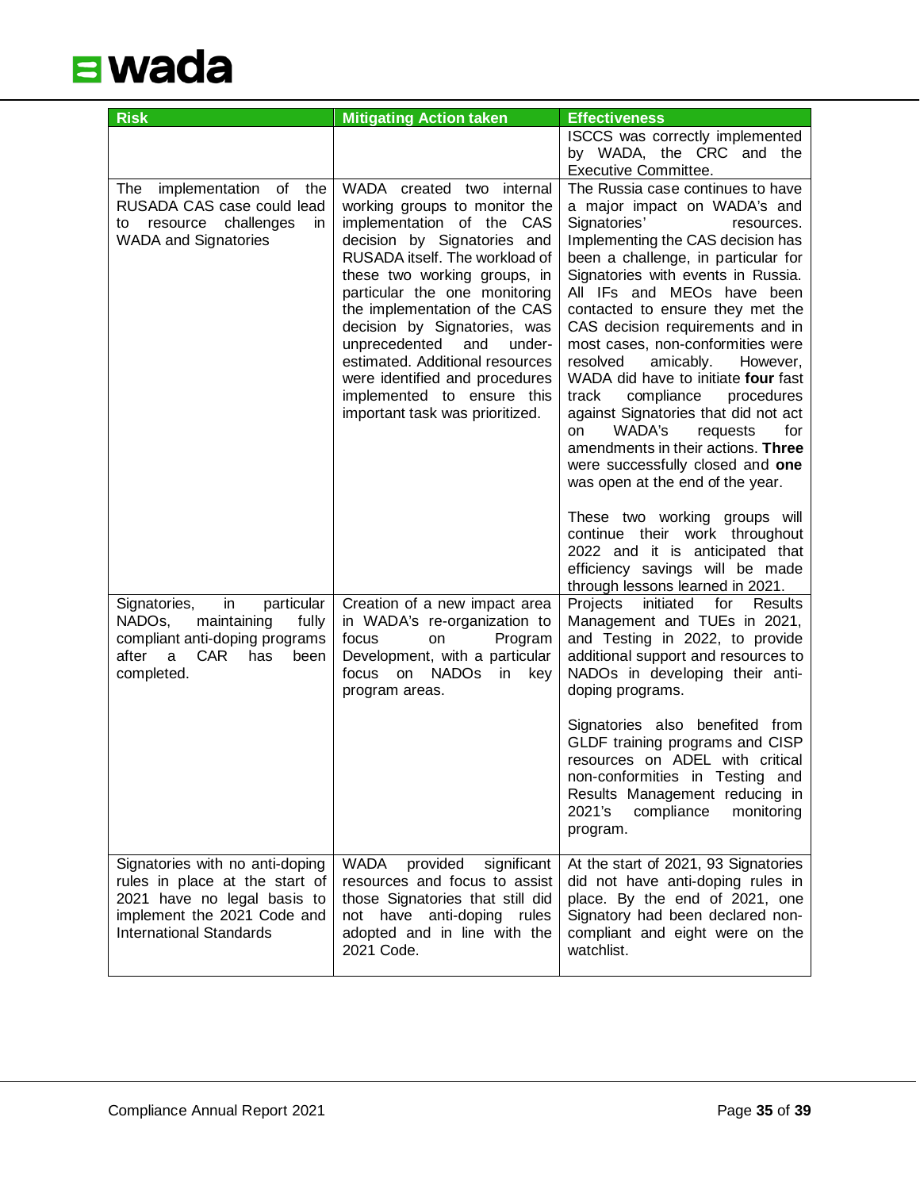| Risk | Mitigating Action taken | Effectiveness |
|---|---|---|
| | | ISCCS was correctly implemented by WADA, the CRC and the Executive Committee. |
| The implementation of the RUSADA CAS case could lead to resource challenges in WADA and Signatories | WADA created two internal working groups to monitor the implementation of the CAS decision by Signatories and RUSADA itself. The workload of these two working groups, in particular the one monitoring the implementation of the CAS decision by Signatories, was unprecedented and under-estimated. Additional resources were identified and procedures implemented to ensure this important task was prioritized. | The Russia case continues to have a major impact on WADA's and Signatories' resources. Implementing the CAS decision has been a challenge, in particular for Signatories with events in Russia. All IFs and MEOs have been contacted to ensure they met the CAS decision requirements and in most cases, non-conformities were resolved amicably. However, WADA did have to initiate **four** fast track compliance procedures against Signatories that did not act on WADA's requests for amendments in their actions. **Three** were successfully closed and **one** was open at the end of the year.<br><br>These two working groups will continue their work throughout 2022 and it is anticipated that efficiency savings will be made through lessons learned in 2021. |
| Signatories, in particular NADOs, maintaining fully compliant anti-doping programs after a CAR has been completed. | Creation of a new impact area in WADA's re-organization to focus on Program Development, with a particular focus on NADOs in key program areas. | Projects initiated for Results Management and TUEs in 2021, and Testing in 2022, to provide additional support and resources to NADOs in developing their anti-doping programs.<br><br>Signatories also benefited from GLDF training programs and CISP resources on ADEL with critical non-conformities in Testing and Results Management reducing in 2021's compliance monitoring program. |
| Signatories with no anti-doping rules in place at the start of 2021 have no legal basis to implement the 2021 Code and International Standards | WADA provided significant resources and focus to assist those Signatories that still did not have anti-doping rules adopted and in line with the 2021 Code. | At the start of 2021, 93 Signatories did not have anti-doping rules in place. By the end of 2021, one Signatory had been declared non-compliant and eight were on the watchlist. |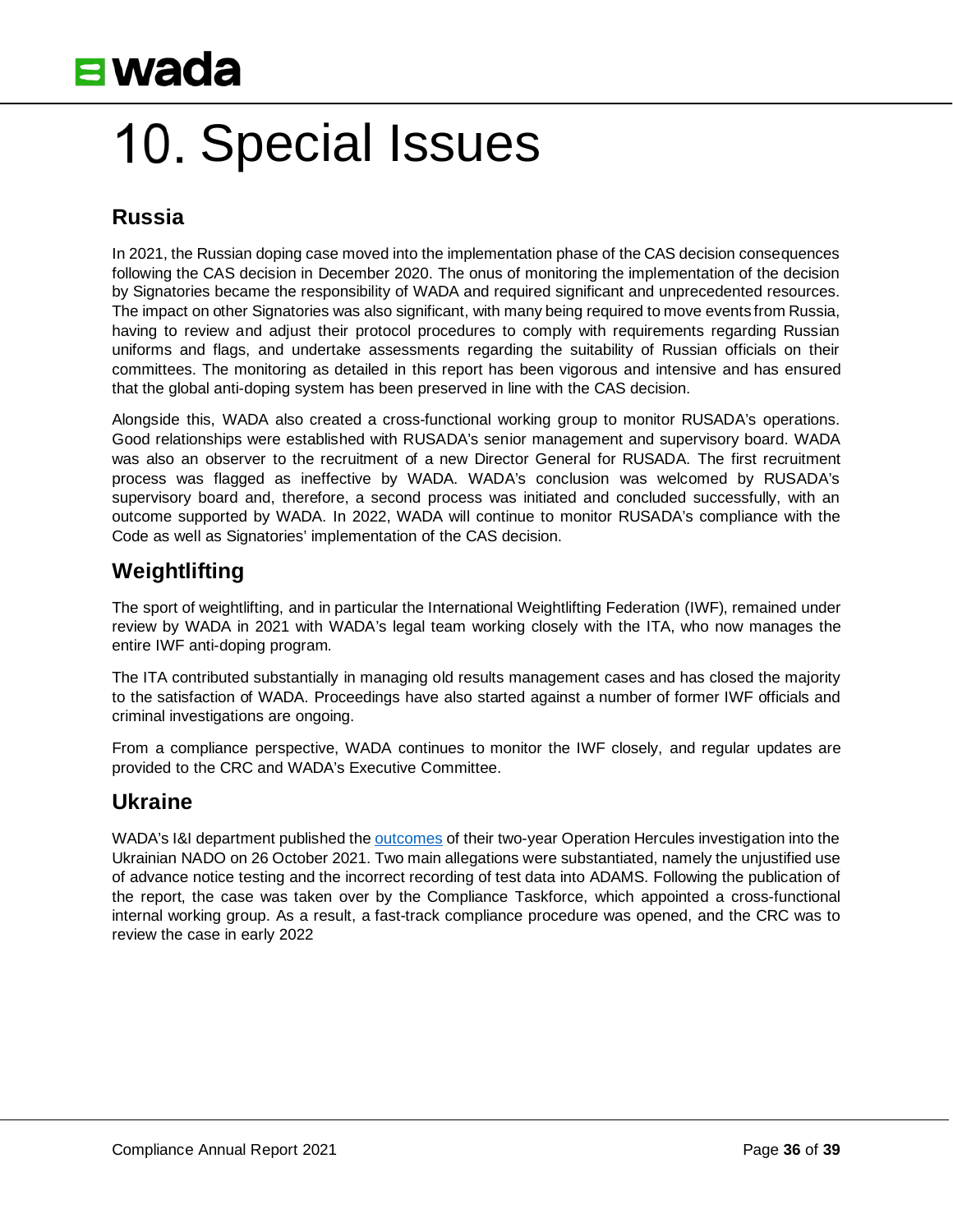# 10. Special Issues

## Russia

In 2021, the Russian doping case moved into the implementation phase of the CAS decision consequences following the CAS decision in December 2020. The onus of monitoring the implementation of the decision by Signatories became the responsibility of WADA and required significant and unprecedented resources. The impact on other Signatories was also significant, with many being required to move events from Russia, having to review and adjust their protocol procedures to comply with requirements regarding Russian uniforms and flags, and undertake assessments regarding the suitability of Russian officials on their committees. The monitoring as detailed in this report has been vigorous and intensive and has ensured that the global anti-doping system has been preserved in line with the CAS decision.

Alongside this, WADA also created a cross-functional working group to monitor RUSADA's operations. Good relationships were established with RUSADA's senior management and supervisory board. WADA was also an observer to the recruitment of a new Director General for RUSADA. The first recruitment process was flagged as ineffective by WADA. WADA's conclusion was welcomed by RUSADA's supervisory board and, therefore, a second process was initiated and concluded successfully, with an outcome supported by WADA. In 2022, WADA will continue to monitor RUSADA's compliance with the Code as well as Signatories' implementation of the CAS decision.

## Weightlifting

The sport of weightlifting, and in particular the International Weightlifting Federation (IWF), remained under review by WADA in 2021 with WADA's legal team working closely with the ITA, who now manages the entire IWF anti-doping program.

The ITA contributed substantially in managing old results management cases and has closed the majority to the satisfaction of WADA. Proceedings have also started against a number of former IWF officials and criminal investigations are ongoing.

From a compliance perspective, WADA continues to monitor the IWF closely, and regular updates are provided to the CRC and WADA's Executive Committee.

## Ukraine

WADA's I&I department published the outcomes of their two-year Operation Hercules investigation into the Ukrainian NADO on 26 October 2021. Two main allegations were substantiated, namely the unjustified use of advance notice testing and the incorrect recording of test data into ADAMS. Following the publication of the report, the case was taken over by the Compliance Taskforce, which appointed a cross-functional internal working group. As a result, a fast-track compliance procedure was opened, and the CRC was to review the case in early 2022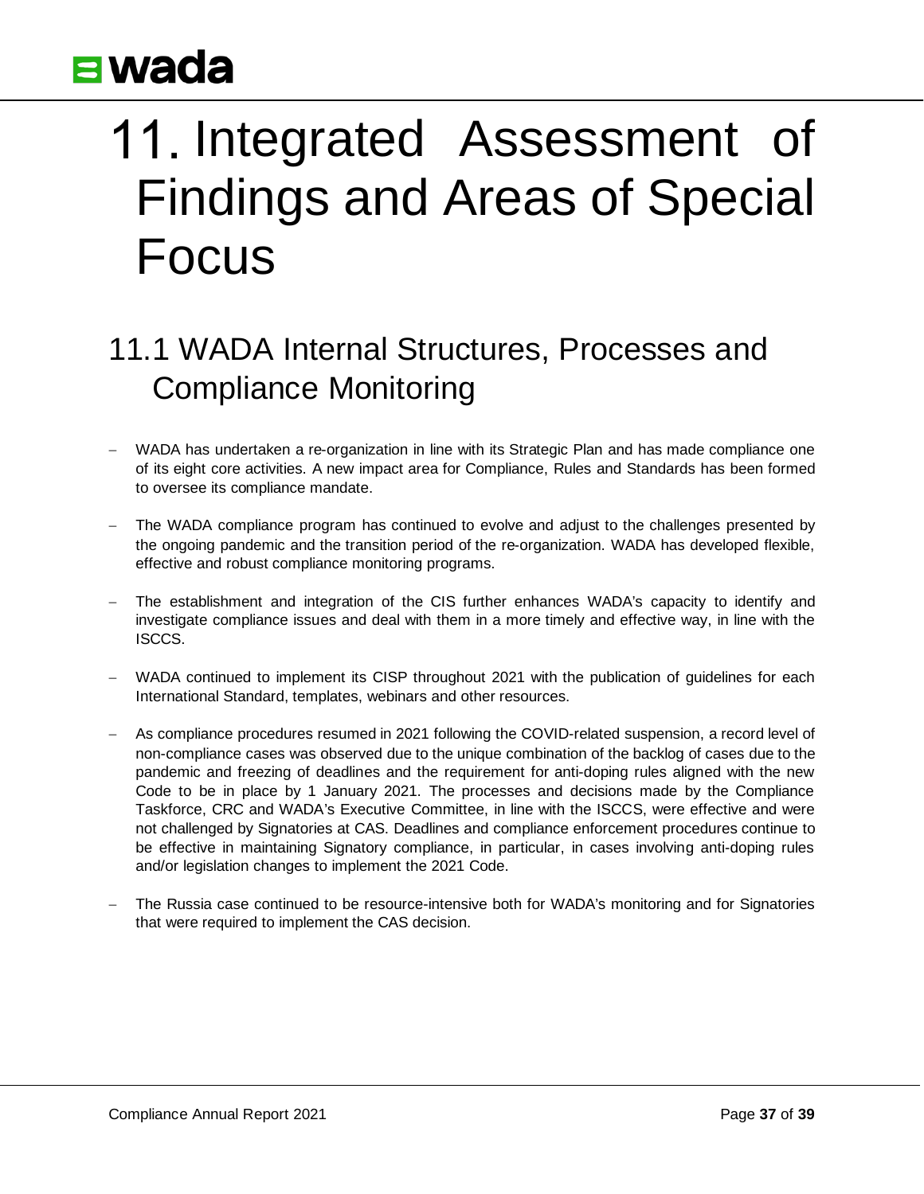# 11. Integrated Assessment of Findings and Areas of Special Focus

## 11.1 WADA Internal Structures, Processes and Compliance Monitoring

- WADA has undertaken a re-organization in line with its Strategic Plan and has made compliance one of its eight core activities. A new impact area for Compliance, Rules and Standards has been formed to oversee its compliance mandate.
- The WADA compliance program has continued to evolve and adjust to the challenges presented by the ongoing pandemic and the transition period of the re-organization. WADA has developed flexible, effective and robust compliance monitoring programs.
- The establishment and integration of the CIS further enhances WADA's capacity to identify and investigate compliance issues and deal with them in a more timely and effective way, in line with the ISCCS.
- WADA continued to implement its CISP throughout 2021 with the publication of guidelines for each International Standard, templates, webinars and other resources.
- As compliance procedures resumed in 2021 following the COVID-related suspension, a record level of non-compliance cases was observed due to the unique combination of the backlog of cases due to the pandemic and freezing of deadlines and the requirement for anti-doping rules aligned with the new Code to be in place by 1 January 2021. The processes and decisions made by the Compliance Taskforce, CRC and WADA's Executive Committee, in line with the ISCCS, were effective and were not challenged by Signatories at CAS. Deadlines and compliance enforcement procedures continue to be effective in maintaining Signatory compliance, in particular, in cases involving anti-doping rules and/or legislation changes to implement the 2021 Code.
- The Russia case continued to be resource-intensive both for WADA's monitoring and for Signatories that were required to implement the CAS decision.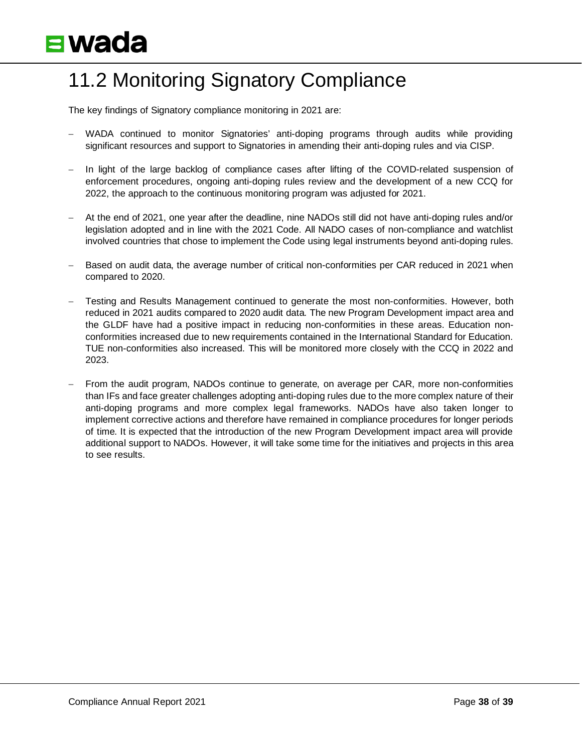# 11.2 Monitoring Signatory Compliance

The key findings of Signatory compliance monitoring in 2021 are:

- WADA continued to monitor Signatories' anti-doping programs through audits while providing significant resources and support to Signatories in amending their anti-doping rules and via CISP.
- In light of the large backlog of compliance cases after lifting of the COVID-related suspension of enforcement procedures, ongoing anti-doping rules review and the development of a new CCQ for 2022, the approach to the continuous monitoring program was adjusted for 2021.
- At the end of 2021, one year after the deadline, nine NADOs still did not have anti-doping rules and/or legislation adopted and in line with the 2021 Code. All NADO cases of non-compliance and watchlist involved countries that chose to implement the Code using legal instruments beyond anti-doping rules.
- Based on audit data, the average number of critical non-conformities per CAR reduced in 2021 when compared to 2020.
- Testing and Results Management continued to generate the most non-conformities. However, both reduced in 2021 audits compared to 2020 audit data. The new Program Development impact area and the GLDF have had a positive impact in reducing non-conformities in these areas. Education non-conformities increased due to new requirements contained in the International Standard for Education. TUE non-conformities also increased. This will be monitored more closely with the CCQ in 2022 and 2023.
- From the audit program, NADOs continue to generate, on average per CAR, more non-conformities than IFs and face greater challenges adopting anti-doping rules due to the more complex nature of their anti-doping programs and more complex legal frameworks. NADOs have also taken longer to implement corrective actions and therefore have remained in compliance procedures for longer periods of time. It is expected that the introduction of the new Program Development impact area will provide additional support to NADOs. However, it will take some time for the initiatives and projects in this area to see results.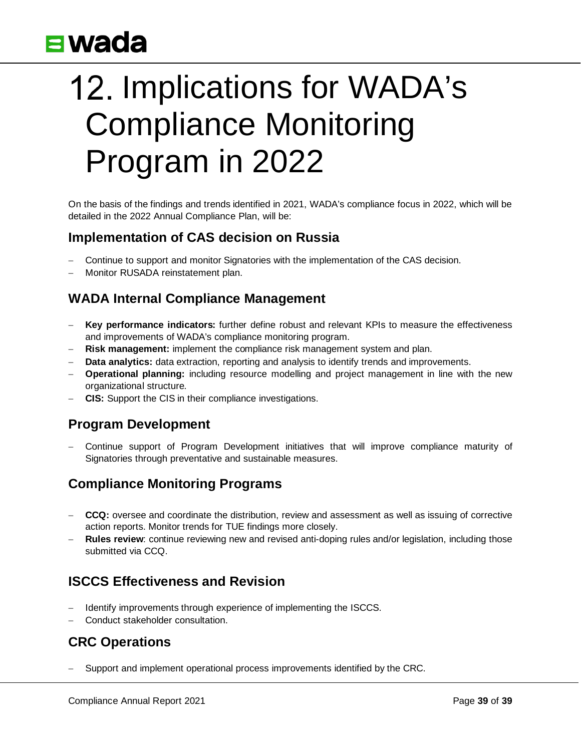# 12. Implications for WADA's Compliance Monitoring Program in 2022

On the basis of the findings and trends identified in 2021, WADA's compliance focus in 2022, which will be detailed in the 2022 Annual Compliance Plan, will be:

## Implementation of CAS decision on Russia

- Continue to support and monitor Signatories with the implementation of the CAS decision.
- Monitor RUSADA reinstatement plan.

## WADA Internal Compliance Management

- **Key performance indicators:** further define robust and relevant KPIs to measure the effectiveness and improvements of WADA's compliance monitoring program.
- **Risk management:** implement the compliance risk management system and plan.
- **Data analytics:** data extraction, reporting and analysis to identify trends and improvements.
- **Operational planning:** including resource modelling and project management in line with the new organizational structure.
- **CIS:** Support the CIS in their compliance investigations.

## Program Development

- Continue support of Program Development initiatives that will improve compliance maturity of Signatories through preventative and sustainable measures.

## Compliance Monitoring Programs

- **CCQ:** oversee and coordinate the distribution, review and assessment as well as issuing of corrective action reports. Monitor trends for TUE findings more closely.
- **Rules review**: continue reviewing new and revised anti-doping rules and/or legislation, including those submitted via CCQ.

## ISCCS Effectiveness and Revision

- Identify improvements through experience of implementing the ISCCS.
- Conduct stakeholder consultation.

## CRC Operations

- Support and implement operational process improvements identified by the CRC.